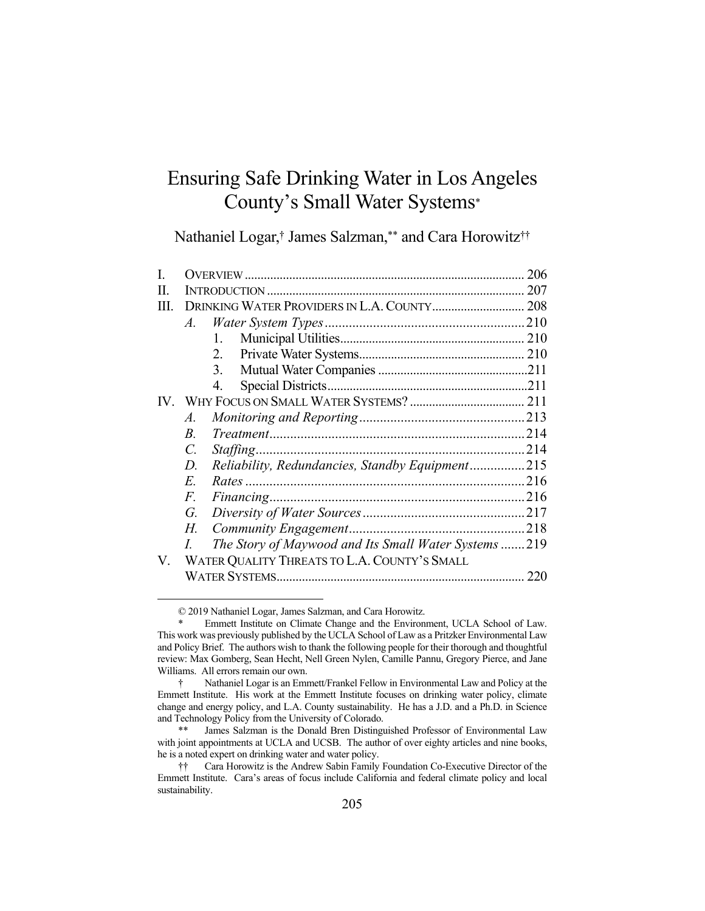# Ensuring Safe Drinking Water in Los Angeles County's Small Water Systems*

Nathaniel Logar,† James Salzman,** and Cara Horowitz††

| | | | |
|---|---|---|---|
| I. | OVERVIEW | | 206 |
| II. | INTRODUCTION | | 207 |
| III. | DRINKING WATER PROVIDERS IN L.A. COUNTY | | 208 |
| | *A.* | *Water System Types* | 210 |
| | | 1. Municipal Utilities | 210 |
| | | 2. Private Water Systems | 210 |
| | | 3. Mutual Water Companies | 211 |
| | | 4. Special Districts | 211 |
| IV. | WHY FOCUS ON SMALL WATER SYSTEMS? | | 211 |
| | *A.* | *Monitoring and Reporting* | 213 |
| | *B.* | *Treatment* | 214 |
| | *C.* | *Staffing* | 214 |
| | *D.* | *Reliability, Redundancies, Standby Equipment* | 215 |
| | *E.* | *Rates* | 216 |
| | *F.* | *Financing* | 216 |
| | *G.* | *Diversity of Water Sources* | 217 |
| | *H.* | *Community Engagement* | 218 |
| | *I.* | *The Story of Maywood and Its Small Water Systems* | 219 |
| V. | WATER QUALITY THREATS TO L.A. COUNTY'S SMALL WATER SYSTEMS | | 220 |

---

© 2019 Nathaniel Logar, James Salzman, and Cara Horowitz.

\* Emmett Institute on Climate Change and the Environment, UCLA School of Law. This work was previously published by the UCLA School of Law as a Pritzker Environmental Law and Policy Brief. The authors wish to thank the following people for their thorough and thoughtful review: Max Gomberg, Sean Hecht, Nell Green Nylen, Camille Pannu, Gregory Pierce, and Jane Williams. All errors remain our own.

† Nathaniel Logar is an Emmett/Frankel Fellow in Environmental Law and Policy at the Emmett Institute. His work at the Emmett Institute focuses on drinking water policy, climate change and energy policy, and L.A. County sustainability. He has a J.D. and a Ph.D. in Science and Technology Policy from the University of Colorado.

\*\* James Salzman is the Donald Bren Distinguished Professor of Environmental Law with joint appointments at UCLA and UCSB. The author of over eighty articles and nine books, he is a noted expert on drinking water and water policy.

†† Cara Horowitz is the Andrew Sabin Family Foundation Co-Executive Director of the Emmett Institute. Cara's areas of focus include California and federal climate policy and local sustainability.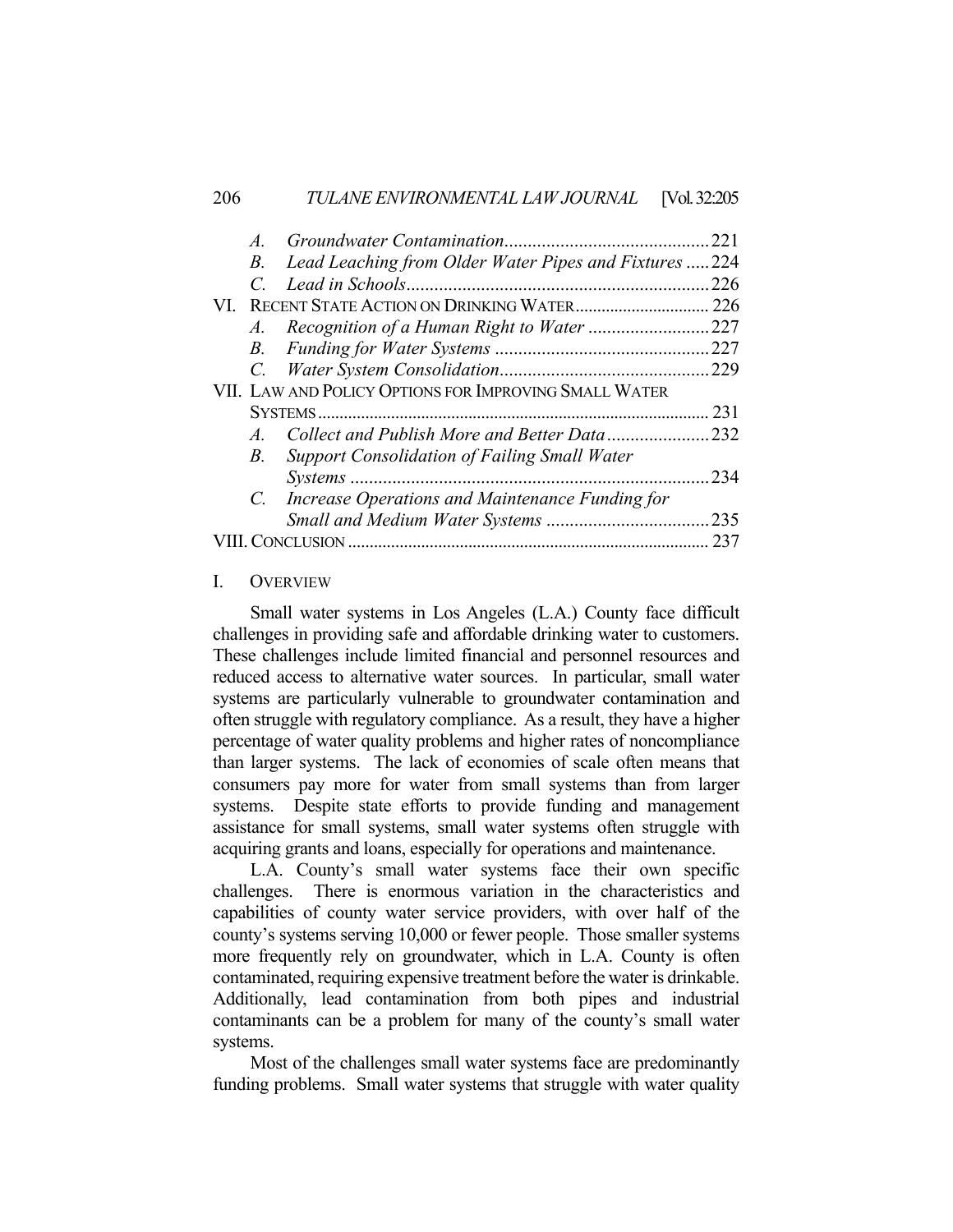- *A. Groundwater Contamination* ....... 221
- *B. Lead Leaching from Older Water Pipes and Fixtures* ....... 224
- *C. Lead in Schools* ....... 226

VI. RECENT STATE ACTION ON DRINKING WATER ....... 226

- *A. Recognition of a Human Right to Water* ....... 227
- *B. Funding for Water Systems* ....... 227
- *C. Water System Consolidation* ....... 229

VII. LAW AND POLICY OPTIONS FOR IMPROVING SMALL WATER SYSTEMS ....... 231

- *A. Collect and Publish More and Better Data* ....... 232
- *B. Support Consolidation of Failing Small Water Systems* ....... 234
- *C. Increase Operations and Maintenance Funding for Small and Medium Water Systems* ....... 235

VIII. CONCLUSION ....... 237

## I. OVERVIEW

Small water systems in Los Angeles (L.A.) County face difficult challenges in providing safe and affordable drinking water to customers. These challenges include limited financial and personnel resources and reduced access to alternative water sources. In particular, small water systems are particularly vulnerable to groundwater contamination and often struggle with regulatory compliance. As a result, they have a higher percentage of water quality problems and higher rates of noncompliance than larger systems. The lack of economies of scale often means that consumers pay more for water from small systems than from larger systems. Despite state efforts to provide funding and management assistance for small systems, small water systems often struggle with acquiring grants and loans, especially for operations and maintenance.

L.A. County's small water systems face their own specific challenges. There is enormous variation in the characteristics and capabilities of county water service providers, with over half of the county's systems serving 10,000 or fewer people. Those smaller systems more frequently rely on groundwater, which in L.A. County is often contaminated, requiring expensive treatment before the water is drinkable. Additionally, lead contamination from both pipes and industrial contaminants can be a problem for many of the county's small water systems.

Most of the challenges small water systems face are predominantly funding problems. Small water systems that struggle with water quality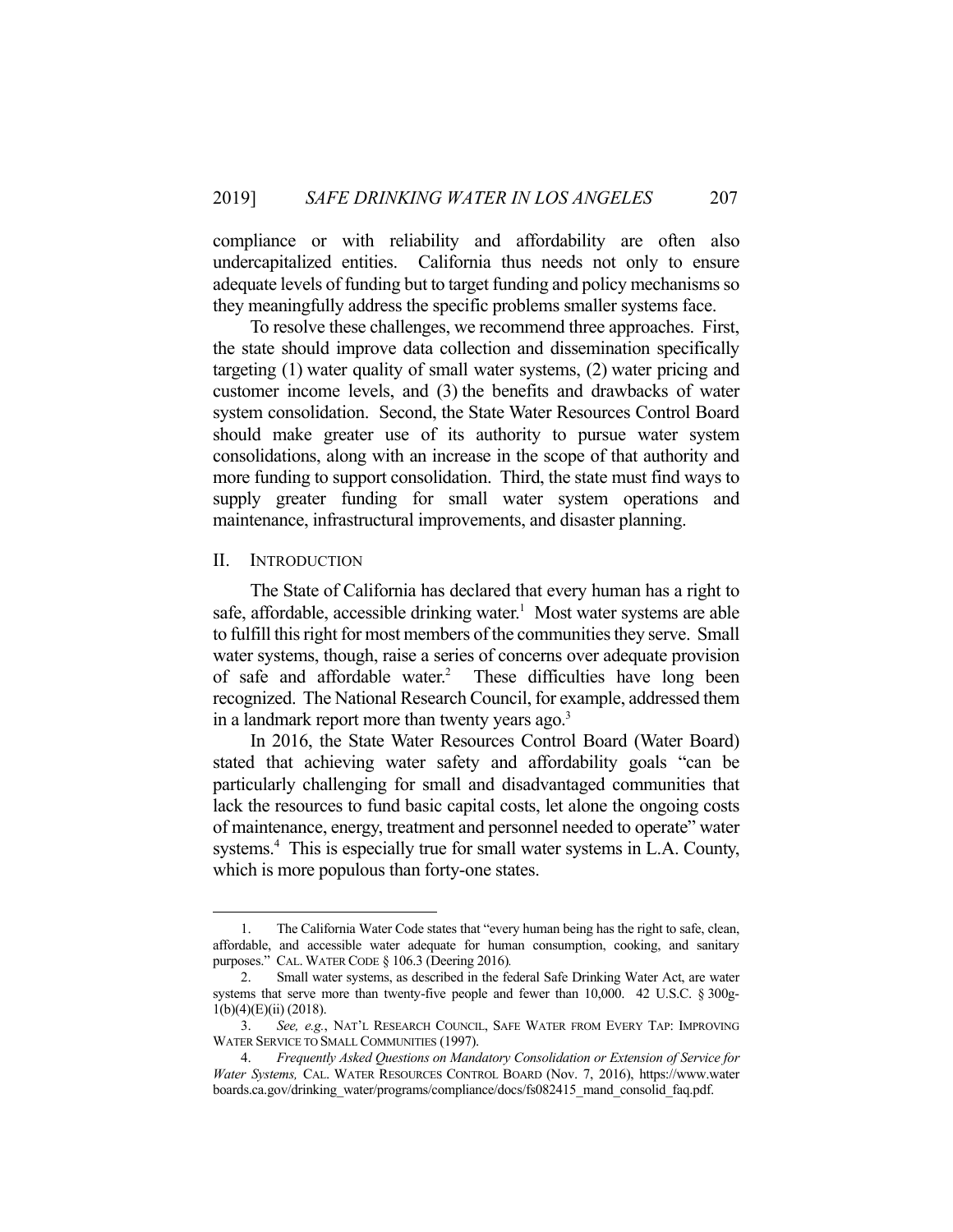compliance or with reliability and affordability are often also undercapitalized entities. California thus needs not only to ensure adequate levels of funding but to target funding and policy mechanisms so they meaningfully address the specific problems smaller systems face.

To resolve these challenges, we recommend three approaches. First, the state should improve data collection and dissemination specifically targeting (1) water quality of small water systems, (2) water pricing and customer income levels, and (3) the benefits and drawbacks of water system consolidation. Second, the State Water Resources Control Board should make greater use of its authority to pursue water system consolidations, along with an increase in the scope of that authority and more funding to support consolidation. Third, the state must find ways to supply greater funding for small water system operations and maintenance, infrastructural improvements, and disaster planning.

## II. INTRODUCTION

The State of California has declared that every human has a right to safe, affordable, accessible drinking water.[1] Most water systems are able to fulfill this right for most members of the communities they serve. Small water systems, though, raise a series of concerns over adequate provision of safe and affordable water.[2] These difficulties have long been recognized. The National Research Council, for example, addressed them in a landmark report more than twenty years ago.[3]

In 2016, the State Water Resources Control Board (Water Board) stated that achieving water safety and affordability goals "can be particularly challenging for small and disadvantaged communities that lack the resources to fund basic capital costs, let alone the ongoing costs of maintenance, energy, treatment and personnel needed to operate" water systems.[4] This is especially true for small water systems in L.A. County, which is more populous than forty-one states.

---

1. The California Water Code states that "every human being has the right to safe, clean, affordable, and accessible water adequate for human consumption, cooking, and sanitary purposes." CAL. WATER CODE § 106.3 (Deering 2016).

2. Small water systems, as described in the federal Safe Drinking Water Act, are water systems that serve more than twenty-five people and fewer than 10,000. 42 U.S.C. § 300g-1(b)(4)(E)(ii) (2018).

3. *See, e.g.*, NAT'L RESEARCH COUNCIL, SAFE WATER FROM EVERY TAP: IMPROVING WATER SERVICE TO SMALL COMMUNITIES (1997).

4. *Frequently Asked Questions on Mandatory Consolidation or Extension of Service for Water Systems,* CAL. WATER RESOURCES CONTROL BOARD (Nov. 7, 2016), https://www.waterboards.ca.gov/drinking_water/programs/compliance/docs/fs082415_mand_consolid_faq.pdf.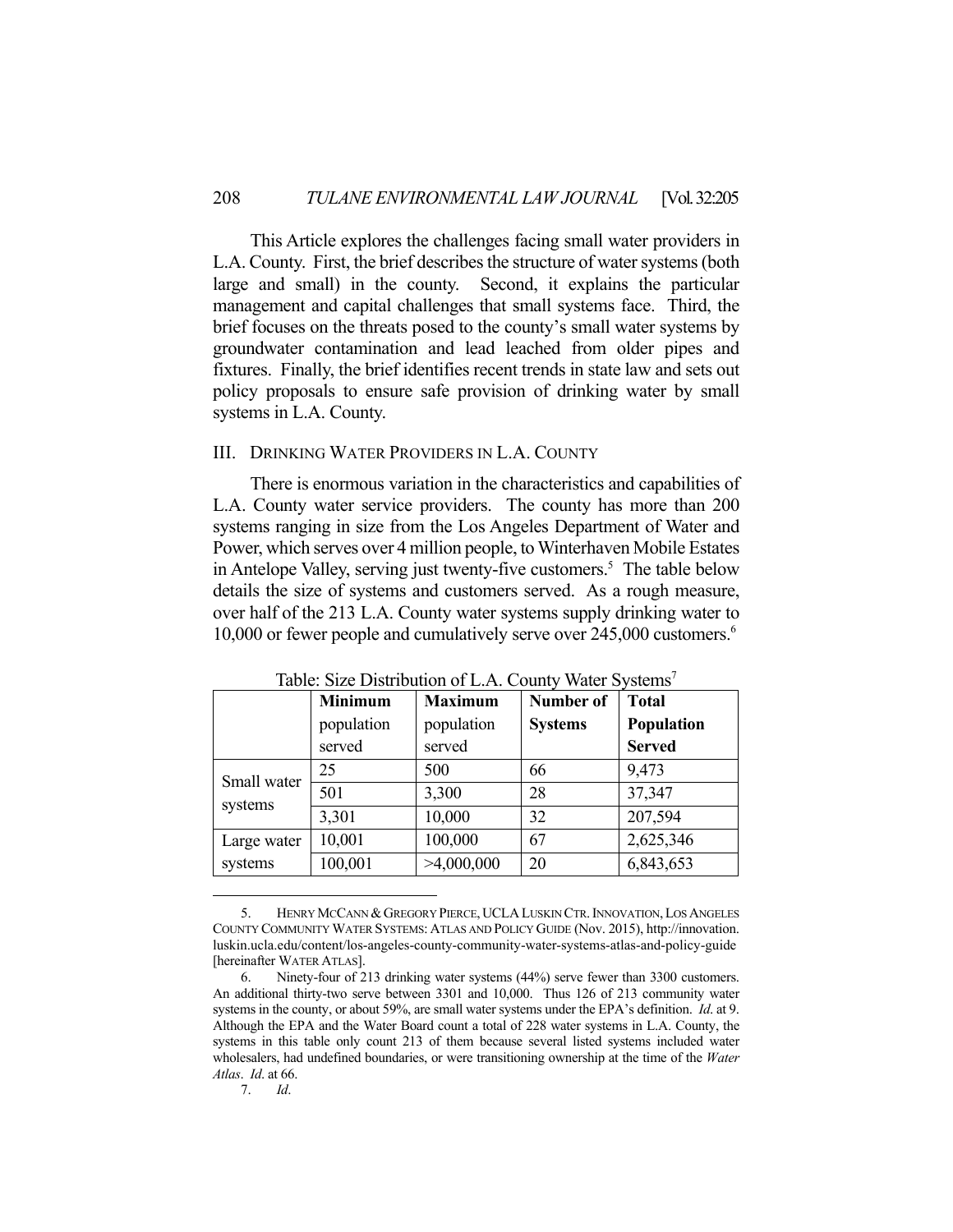This Article explores the challenges facing small water providers in L.A. County. First, the brief describes the structure of water systems (both large and small) in the county. Second, it explains the particular management and capital challenges that small systems face. Third, the brief focuses on the threats posed to the county's small water systems by groundwater contamination and lead leached from older pipes and fixtures. Finally, the brief identifies recent trends in state law and sets out policy proposals to ensure safe provision of drinking water by small systems in L.A. County.

## III. DRINKING WATER PROVIDERS IN L.A. COUNTY

There is enormous variation in the characteristics and capabilities of L.A. County water service providers. The county has more than 200 systems ranging in size from the Los Angeles Department of Water and Power, which serves over 4 million people, to Winterhaven Mobile Estates in Antelope Valley, serving just twenty-five customers.[5] The table below details the size of systems and customers served. As a rough measure, over half of the 213 L.A. County water systems supply drinking water to 10,000 or fewer people and cumulatively serve over 245,000 customers.[6]

Table: Size Distribution of L.A. County Water Systems[7]

| | Minimum population served | Maximum population served | Number of Systems | Total Population Served |
|---|---|---|---|---|
| Small water systems | 25 | 500 | 66 | 9,473 |
| | 501 | 3,300 | 28 | 37,347 |
| | 3,301 | 10,000 | 32 | 207,594 |
| Large water systems | 10,001 | 100,000 | 67 | 2,625,346 |
| | 100,001 | >4,000,000 | 20 | 6,843,653 |

---

5. HENRY MCCANN & GREGORY PIERCE, UCLA LUSKIN CTR. INNOVATION, LOS ANGELES COUNTY COMMUNITY WATER SYSTEMS: ATLAS AND POLICY GUIDE (Nov. 2015), http://innovation.luskin.ucla.edu/content/los-angeles-county-community-water-systems-atlas-and-policy-guide [hereinafter WATER ATLAS].

6. Ninety-four of 213 drinking water systems (44%) serve fewer than 3300 customers. An additional thirty-two serve between 3301 and 10,000. Thus 126 of 213 community water systems in the county, or about 59%, are small water systems under the EPA's definition. *Id*. at 9. Although the EPA and the Water Board count a total of 228 water systems in L.A. County, the systems in this table only count 213 of them because several listed systems included water wholesalers, had undefined boundaries, or were transitioning ownership at the time of the *Water Atlas*. *Id*. at 66.

7. *Id*.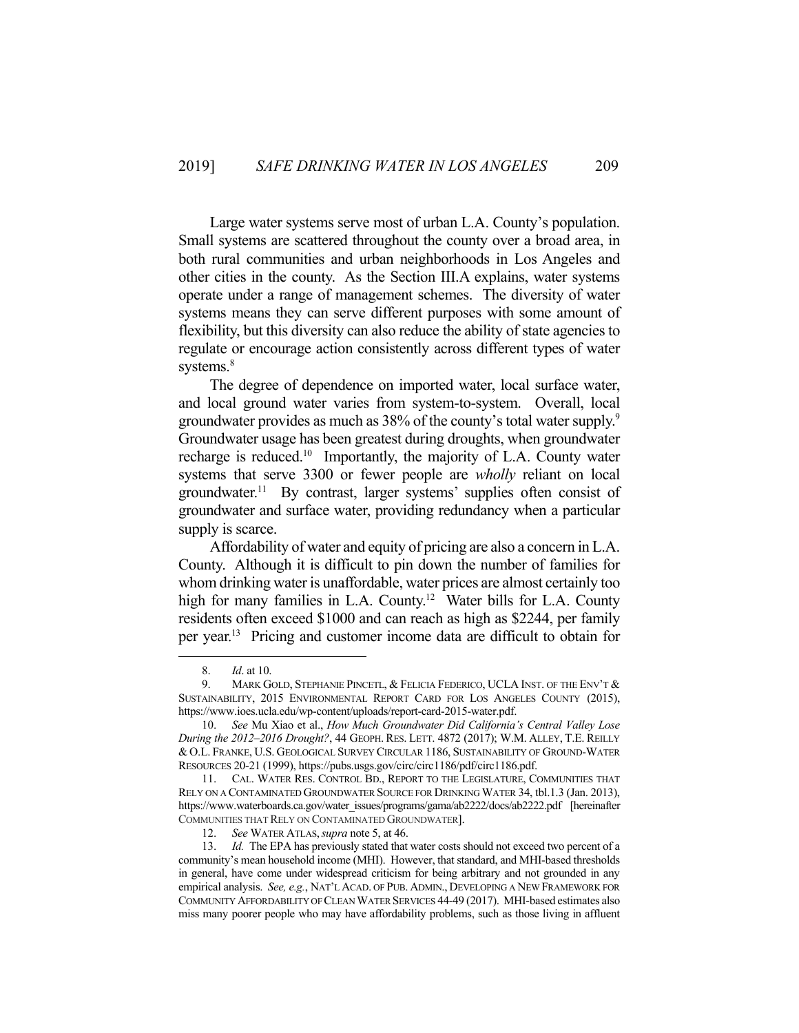Large water systems serve most of urban L.A. County's population. Small systems are scattered throughout the county over a broad area, in both rural communities and urban neighborhoods in Los Angeles and other cities in the county. As the Section III.A explains, water systems operate under a range of management schemes. The diversity of water systems means they can serve different purposes with some amount of flexibility, but this diversity can also reduce the ability of state agencies to regulate or encourage action consistently across different types of water systems.[8]

The degree of dependence on imported water, local surface water, and local ground water varies from system-to-system. Overall, local groundwater provides as much as 38% of the county's total water supply.[9] Groundwater usage has been greatest during droughts, when groundwater recharge is reduced.[10] Importantly, the majority of L.A. County water systems that serve 3300 or fewer people are *wholly* reliant on local groundwater.[11] By contrast, larger systems' supplies often consist of groundwater and surface water, providing redundancy when a particular supply is scarce.

Affordability of water and equity of pricing are also a concern in L.A. County. Although it is difficult to pin down the number of families for whom drinking water is unaffordable, water prices are almost certainly too high for many families in L.A. County.[12] Water bills for L.A. County residents often exceed $1000 and can reach as high as $2244, per family per year.[13] Pricing and customer income data are difficult to obtain for

---

8. *Id.* at 10.

9. MARK GOLD, STEPHANIE PINCETL, & FELICIA FEDERICO, UCLA INST. OF THE ENV'T & SUSTAINABILITY, 2015 ENVIRONMENTAL REPORT CARD FOR LOS ANGELES COUNTY (2015), https://www.ioes.ucla.edu/wp-content/uploads/report-card-2015-water.pdf.

10. *See* Mu Xiao et al., *How Much Groundwater Did California's Central Valley Lose During the 2012–2016 Drought?*, 44 GEOPH. RES. LETT. 4872 (2017); W.M. ALLEY, T.E. REILLY & O.L. FRANKE, U.S. GEOLOGICAL SURVEY CIRCULAR 1186, SUSTAINABILITY OF GROUND-WATER RESOURCES 20-21 (1999), https://pubs.usgs.gov/circ/circ1186/pdf/circ1186.pdf.

11. CAL. WATER RES. CONTROL BD., REPORT TO THE LEGISLATURE, COMMUNITIES THAT RELY ON A CONTAMINATED GROUNDWATER SOURCE FOR DRINKING WATER 34, tbl.1.3 (Jan. 2013), https://www.waterboards.ca.gov/water_issues/programs/gama/ab2222/docs/ab2222.pdf [hereinafter COMMUNITIES THAT RELY ON CONTAMINATED GROUNDWATER].

12. *See* WATER ATLAS, *supra* note 5, at 46.

13. *Id.* The EPA has previously stated that water costs should not exceed two percent of a community's mean household income (MHI). However, that standard, and MHI-based thresholds in general, have come under widespread criticism for being arbitrary and not grounded in any empirical analysis. *See, e.g.*, NAT'L ACAD. OF PUB. ADMIN., DEVELOPING A NEW FRAMEWORK FOR COMMUNITY AFFORDABILITY OF CLEAN WATER SERVICES 44-49 (2017). MHI-based estimates also miss many poorer people who may have affordability problems, such as those living in affluent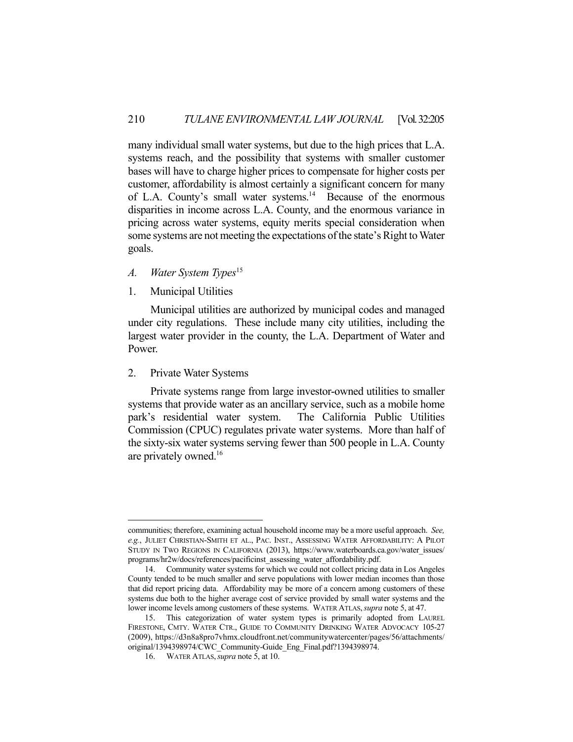many individual small water systems, but due to the high prices that L.A. systems reach, and the possibility that systems with smaller customer bases will have to charge higher prices to compensate for higher costs per customer, affordability is almost certainly a significant concern for many of L.A. County's small water systems.[14] Because of the enormous disparities in income across L.A. County, and the enormous variance in pricing across water systems, equity merits special consideration when some systems are not meeting the expectations of the state's Right to Water goals.

### *A. Water System Types*[15]

#### 1. Municipal Utilities

Municipal utilities are authorized by municipal codes and managed under city regulations. These include many city utilities, including the largest water provider in the county, the L.A. Department of Water and Power.

#### 2. Private Water Systems

Private systems range from large investor-owned utilities to smaller systems that provide water as an ancillary service, such as a mobile home park's residential water system. The California Public Utilities Commission (CPUC) regulates private water systems. More than half of the sixty-six water systems serving fewer than 500 people in L.A. County are privately owned.[16]

---

communities; therefore, examining actual household income may be a more useful approach. *See, e.g.*, JULIET CHRISTIAN-SMITH ET AL., PAC. INST., ASSESSING WATER AFFORDABILITY: A PILOT STUDY IN TWO REGIONS IN CALIFORNIA (2013), https://www.waterboards.ca.gov/water_issues/programs/hr2w/docs/references/pacificinst_assessing_water_affordability.pdf.

14. Community water systems for which we could not collect pricing data in Los Angeles County tended to be much smaller and serve populations with lower median incomes than those that did report pricing data. Affordability may be more of a concern among customers of these systems due both to the higher average cost of service provided by small water systems and the lower income levels among customers of these systems. WATER ATLAS, *supra* note 5, at 47.

15. This categorization of water system types is primarily adopted from LAUREL FIRESTONE, CMTY. WATER CTR., GUIDE TO COMMUNITY DRINKING WATER ADVOCACY 105-27 (2009), https://d3n8a8pro7vhmx.cloudfront.net/communitywatercenter/pages/56/attachments/original/1394398974/CWC_Community-Guide_Eng_Final.pdf?1394398974.

16. WATER ATLAS, *supra* note 5, at 10.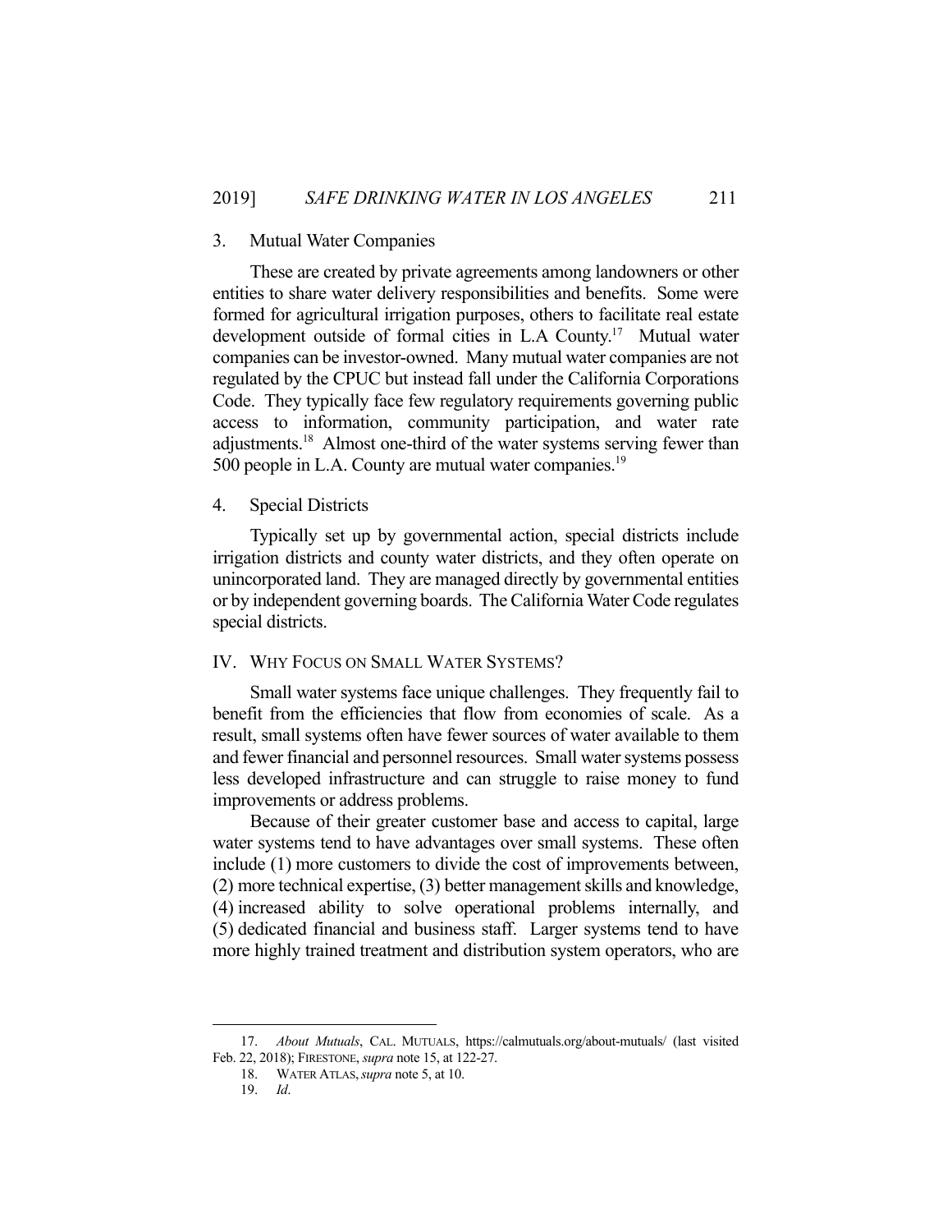### 3. Mutual Water Companies

These are created by private agreements among landowners or other entities to share water delivery responsibilities and benefits. Some were formed for agricultural irrigation purposes, others to facilitate real estate development outside of formal cities in L.A County.[17] Mutual water companies can be investor-owned. Many mutual water companies are not regulated by the CPUC but instead fall under the California Corporations Code. They typically face few regulatory requirements governing public access to information, community participation, and water rate adjustments.[18] Almost one-third of the water systems serving fewer than 500 people in L.A. County are mutual water companies.[19]

### 4. Special Districts

Typically set up by governmental action, special districts include irrigation districts and county water districts, and they often operate on unincorporated land. They are managed directly by governmental entities or by independent governing boards. The California Water Code regulates special districts.

## IV. WHY FOCUS ON SMALL WATER SYSTEMS?

Small water systems face unique challenges. They frequently fail to benefit from the efficiencies that flow from economies of scale. As a result, small systems often have fewer sources of water available to them and fewer financial and personnel resources. Small water systems possess less developed infrastructure and can struggle to raise money to fund improvements or address problems.

Because of their greater customer base and access to capital, large water systems tend to have advantages over small systems. These often include (1) more customers to divide the cost of improvements between, (2) more technical expertise, (3) better management skills and knowledge, (4) increased ability to solve operational problems internally, and (5) dedicated financial and business staff. Larger systems tend to have more highly trained treatment and distribution system operators, who are

---

17. *About Mutuals*, CAL. MUTUALS, https://calmutuals.org/about-mutuals/ (last visited Feb. 22, 2018); FIRESTONE, *supra* note 15, at 122-27.

18. WATER ATLAS, *supra* note 5, at 10.

19. *Id*.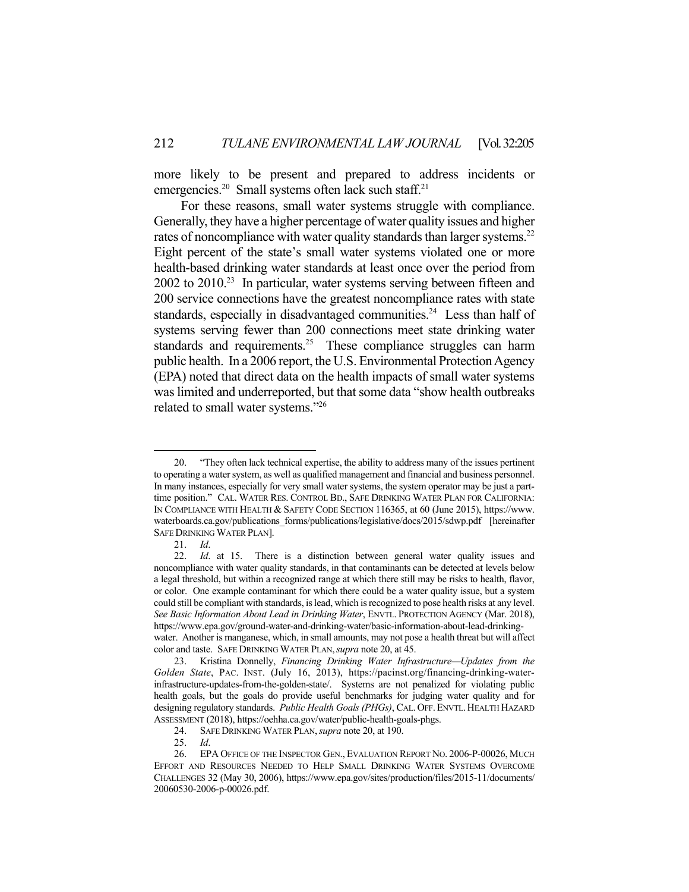more likely to be present and prepared to address incidents or emergencies.[20] Small systems often lack such staff.[21]

For these reasons, small water systems struggle with compliance. Generally, they have a higher percentage of water quality issues and higher rates of noncompliance with water quality standards than larger systems.[22] Eight percent of the state's small water systems violated one or more health-based drinking water standards at least once over the period from 2002 to 2010.[23] In particular, water systems serving between fifteen and 200 service connections have the greatest noncompliance rates with state standards, especially in disadvantaged communities.[24] Less than half of systems serving fewer than 200 connections meet state drinking water standards and requirements.[25] These compliance struggles can harm public health. In a 2006 report, the U.S. Environmental Protection Agency (EPA) noted that direct data on the health impacts of small water systems was limited and underreported, but that some data "show health outbreaks related to small water systems."[26]

---

20. "They often lack technical expertise, the ability to address many of the issues pertinent to operating a water system, as well as qualified management and financial and business personnel. In many instances, especially for very small water systems, the system operator may be just a part-time position." CAL. WATER RES. CONTROL BD., SAFE DRINKING WATER PLAN FOR CALIFORNIA: IN COMPLIANCE WITH HEALTH & SAFETY CODE SECTION 116365, at 60 (June 2015), https://www.waterboards.ca.gov/publications_forms/publications/legislative/docs/2015/sdwp.pdf [hereinafter SAFE DRINKING WATER PLAN].

21. *Id*.

22. *Id*. at 15. There is a distinction between general water quality issues and noncompliance with water quality standards, in that contaminants can be detected at levels below a legal threshold, but within a recognized range at which there still may be risks to health, flavor, or color. One example contaminant for which there could be a water quality issue, but a system could still be compliant with standards, is lead, which is recognized to pose health risks at any level. *See Basic Information About Lead in Drinking Water*, ENVTL. PROTECTION AGENCY (Mar. 2018), https://www.epa.gov/ground-water-and-drinking-water/basic-information-about-lead-drinking-water. Another is manganese, which, in small amounts, may not pose a health threat but will affect color and taste. SAFE DRINKING WATER PLAN, *supra* note 20, at 45.

23. Kristina Donnelly, *Financing Drinking Water Infrastructure—Updates from the Golden State*, PAC. INST. (July 16, 2013), https://pacinst.org/financing-drinking-water-infrastructure-updates-from-the-golden-state/. Systems are not penalized for violating public health goals, but the goals do provide useful benchmarks for judging water quality and for designing regulatory standards. *Public Health Goals (PHGs)*, CAL. OFF. ENVTL. HEALTH HAZARD ASSESSMENT (2018), https://oehha.ca.gov/water/public-health-goals-phgs.

24. SAFE DRINKING WATER PLAN, *supra* note 20, at 190.

25. *Id*.

26. EPA OFFICE OF THE INSPECTOR GEN., EVALUATION REPORT NO. 2006-P-00026, MUCH EFFORT AND RESOURCES NEEDED TO HELP SMALL DRINKING WATER SYSTEMS OVERCOME CHALLENGES 32 (May 30, 2006), https://www.epa.gov/sites/production/files/2015-11/documents/20060530-2006-p-00026.pdf.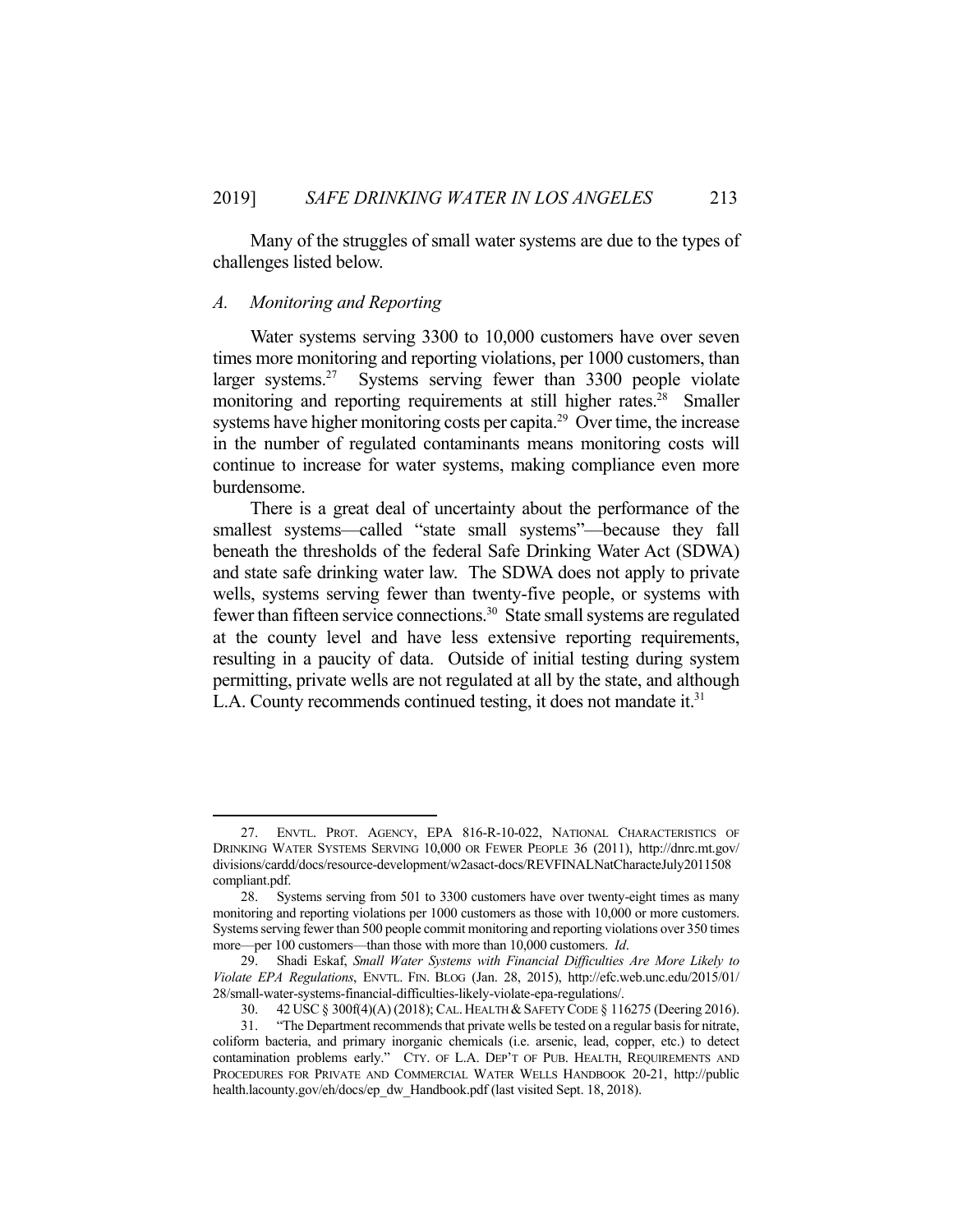Many of the struggles of small water systems are due to the types of challenges listed below.

### *A. Monitoring and Reporting*

Water systems serving 3300 to 10,000 customers have over seven times more monitoring and reporting violations, per 1000 customers, than larger systems.[27] Systems serving fewer than 3300 people violate monitoring and reporting requirements at still higher rates.[28] Smaller systems have higher monitoring costs per capita.[29] Over time, the increase in the number of regulated contaminants means monitoring costs will continue to increase for water systems, making compliance even more burdensome.

There is a great deal of uncertainty about the performance of the smallest systems—called "state small systems"—because they fall beneath the thresholds of the federal Safe Drinking Water Act (SDWA) and state safe drinking water law. The SDWA does not apply to private wells, systems serving fewer than twenty-five people, or systems with fewer than fifteen service connections.[30] State small systems are regulated at the county level and have less extensive reporting requirements, resulting in a paucity of data. Outside of initial testing during system permitting, private wells are not regulated at all by the state, and although L.A. County recommends continued testing, it does not mandate it.[31]

---

27. ENVTL. PROT. AGENCY, EPA 816-R-10-022, NATIONAL CHARACTERISTICS OF DRINKING WATER SYSTEMS SERVING 10,000 OR FEWER PEOPLE 36 (2011), http://dnrc.mt.gov/divisions/cardd/docs/resource-development/w2asact-docs/REVFINALNatCharacteJuly2011508compliant.pdf.

28. Systems serving from 501 to 3300 customers have over twenty-eight times as many monitoring and reporting violations per 1000 customers as those with 10,000 or more customers. Systems serving fewer than 500 people commit monitoring and reporting violations over 350 times more—per 100 customers—than those with more than 10,000 customers. *Id*.

29. Shadi Eskaf, *Small Water Systems with Financial Difficulties Are More Likely to Violate EPA Regulations*, ENVTL. FIN. BLOG (Jan. 28, 2015), http://efc.web.unc.edu/2015/01/28/small-water-systems-financial-difficulties-likely-violate-epa-regulations/.

30. 42 USC § 300f(4)(A) (2018); CAL. HEALTH & SAFETY CODE § 116275 (Deering 2016).

31. "The Department recommends that private wells be tested on a regular basis for nitrate, coliform bacteria, and primary inorganic chemicals (i.e. arsenic, lead, copper, etc.) to detect contamination problems early." CTY. OF L.A. DEP'T OF PUB. HEALTH, REQUIREMENTS AND PROCEDURES FOR PRIVATE AND COMMERCIAL WATER WELLS HANDBOOK 20-21, http://publichealth.lacounty.gov/eh/docs/ep_dw_Handbook.pdf (last visited Sept. 18, 2018).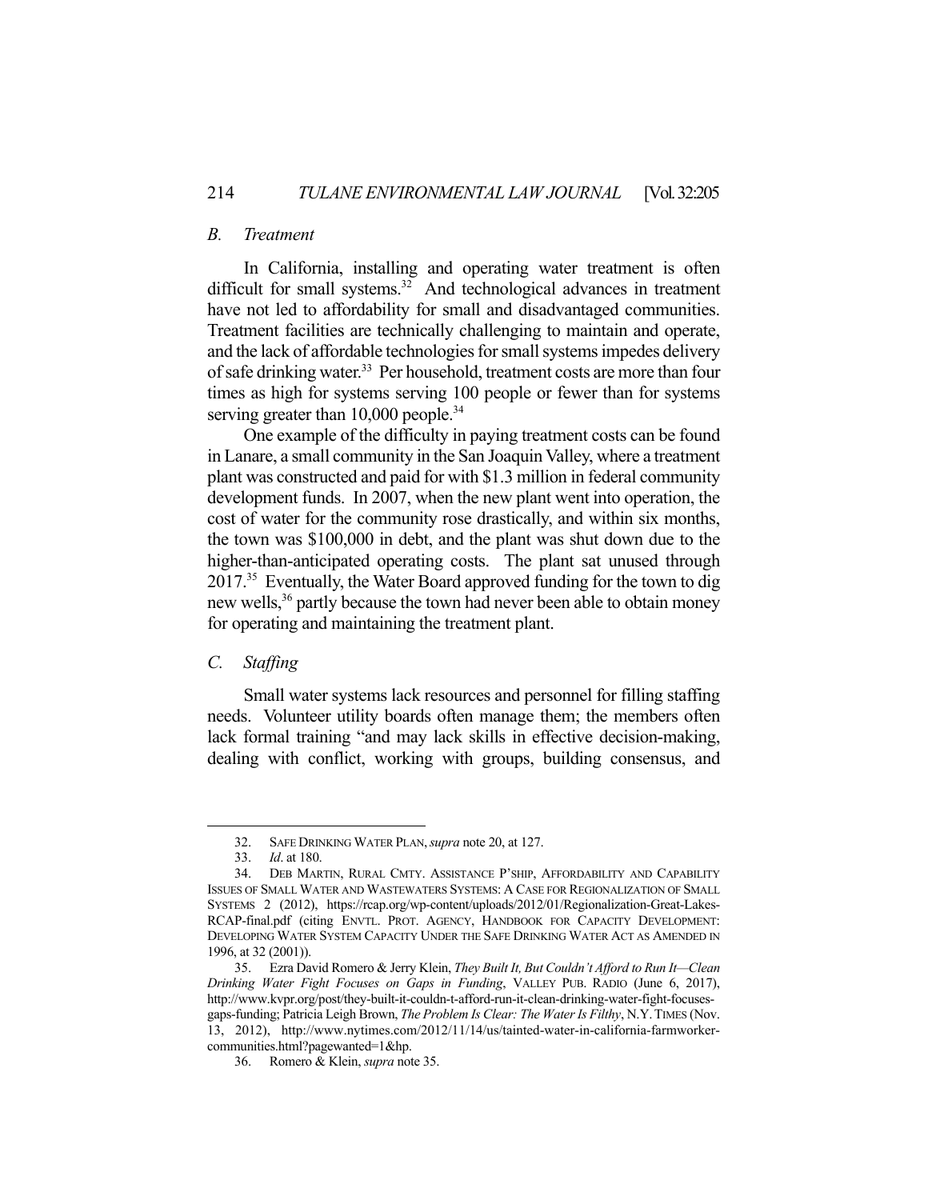### *B. Treatment*

In California, installing and operating water treatment is often difficult for small systems.[32] And technological advances in treatment have not led to affordability for small and disadvantaged communities. Treatment facilities are technically challenging to maintain and operate, and the lack of affordable technologies for small systems impedes delivery of safe drinking water.[33] Per household, treatment costs are more than four times as high for systems serving 100 people or fewer than for systems serving greater than 10,000 people.[34]

One example of the difficulty in paying treatment costs can be found in Lanare, a small community in the San Joaquin Valley, where a treatment plant was constructed and paid for with $1.3 million in federal community development funds. In 2007, when the new plant went into operation, the cost of water for the community rose drastically, and within six months, the town was $100,000 in debt, and the plant was shut down due to the higher-than-anticipated operating costs. The plant sat unused through 2017.[35] Eventually, the Water Board approved funding for the town to dig new wells,[36] partly because the town had never been able to obtain money for operating and maintaining the treatment plant.

### *C. Staffing*

Small water systems lack resources and personnel for filling staffing needs. Volunteer utility boards often manage them; the members often lack formal training "and may lack skills in effective decision-making, dealing with conflict, working with groups, building consensus, and

---

32. SAFE DRINKING WATER PLAN, *supra* note 20, at 127.

33. *Id*. at 180.

34. DEB MARTIN, RURAL CMTY. ASSISTANCE P'SHIP, AFFORDABILITY AND CAPABILITY ISSUES OF SMALL WATER AND WASTEWATERS SYSTEMS: A CASE FOR REGIONALIZATION OF SMALL SYSTEMS 2 (2012), https://rcap.org/wp-content/uploads/2012/01/Regionalization-Great-Lakes-RCAP-final.pdf (citing ENVTL. PROT. AGENCY, HANDBOOK FOR CAPACITY DEVELOPMENT: DEVELOPING WATER SYSTEM CAPACITY UNDER THE SAFE DRINKING WATER ACT AS AMENDED IN 1996, at 32 (2001)).

35. Ezra David Romero & Jerry Klein, *They Built It, But Couldn't Afford to Run It—Clean Drinking Water Fight Focuses on Gaps in Funding*, VALLEY PUB. RADIO (June 6, 2017), http://www.kvpr.org/post/they-built-it-couldn-t-afford-run-it-clean-drinking-water-fight-focuses-gaps-funding; Patricia Leigh Brown, *The Problem Is Clear: The Water Is Filthy*, N.Y. TIMES (Nov. 13, 2012), http://www.nytimes.com/2012/11/14/us/tainted-water-in-california-farmworker-communities.html?pagewanted=1&hp.

36. Romero & Klein, *supra* note 35.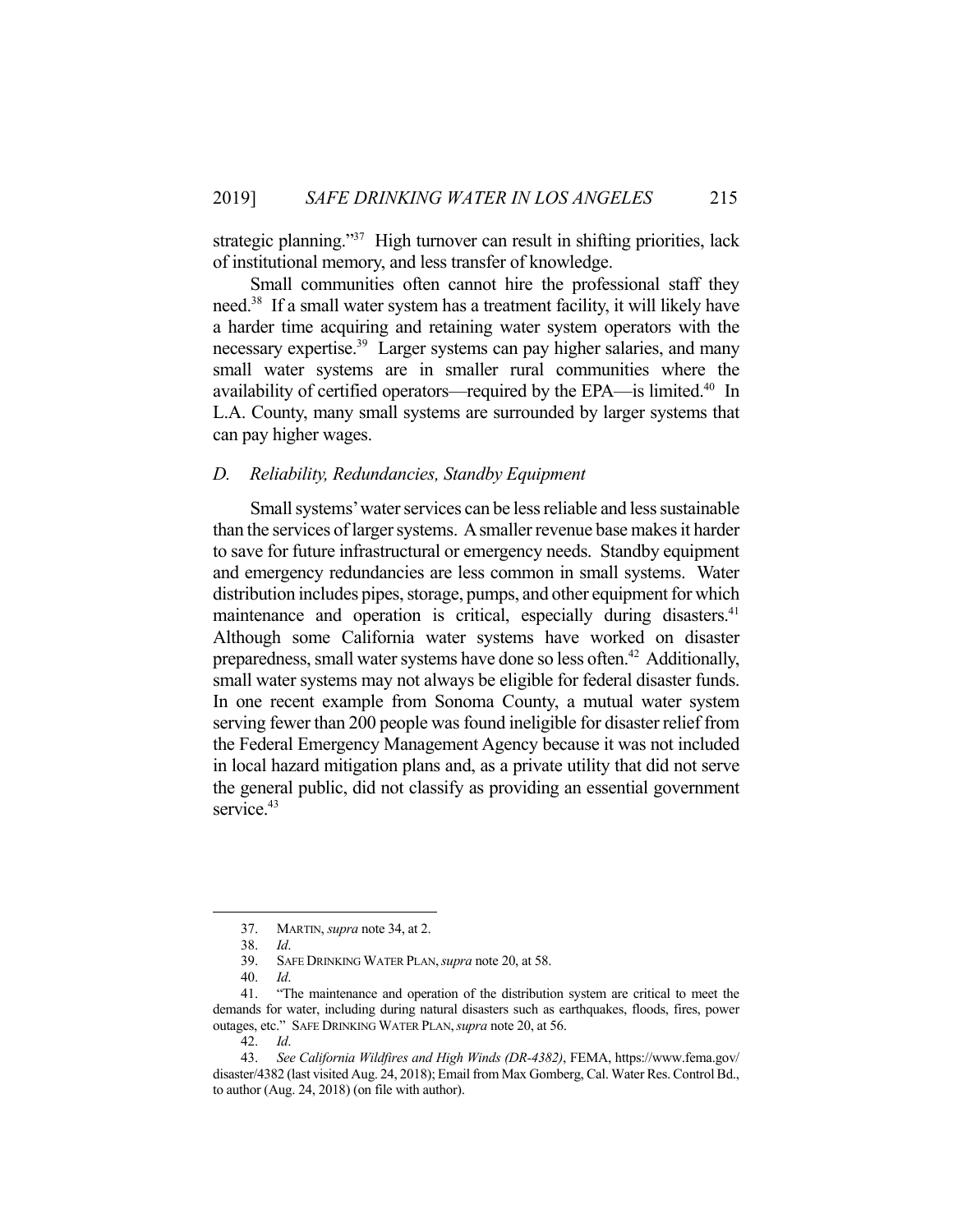strategic planning."[37] High turnover can result in shifting priorities, lack of institutional memory, and less transfer of knowledge.

Small communities often cannot hire the professional staff they need.[38] If a small water system has a treatment facility, it will likely have a harder time acquiring and retaining water system operators with the necessary expertise.[39] Larger systems can pay higher salaries, and many small water systems are in smaller rural communities where the availability of certified operators—required by the EPA—is limited.[40] In L.A. County, many small systems are surrounded by larger systems that can pay higher wages.

### *D. Reliability, Redundancies, Standby Equipment*

Small systems' water services can be less reliable and less sustainable than the services of larger systems. A smaller revenue base makes it harder to save for future infrastructural or emergency needs. Standby equipment and emergency redundancies are less common in small systems. Water distribution includes pipes, storage, pumps, and other equipment for which maintenance and operation is critical, especially during disasters.[41] Although some California water systems have worked on disaster preparedness, small water systems have done so less often.[42] Additionally, small water systems may not always be eligible for federal disaster funds. In one recent example from Sonoma County, a mutual water system serving fewer than 200 people was found ineligible for disaster relief from the Federal Emergency Management Agency because it was not included in local hazard mitigation plans and, as a private utility that did not serve the general public, did not classify as providing an essential government service.[43]

---

37. MARTIN, *supra* note 34, at 2.

38. *Id*.

39. SAFE DRINKING WATER PLAN, *supra* note 20, at 58.

40. *Id*.

41. "The maintenance and operation of the distribution system are critical to meet the demands for water, including during natural disasters such as earthquakes, floods, fires, power outages, etc." SAFE DRINKING WATER PLAN, *supra* note 20, at 56.

42. *Id*.

43. *See California Wildfires and High Winds (DR-4382)*, FEMA, https://www.fema.gov/disaster/4382 (last visited Aug. 24, 2018); Email from Max Gomberg, Cal. Water Res. Control Bd., to author (Aug. 24, 2018) (on file with author).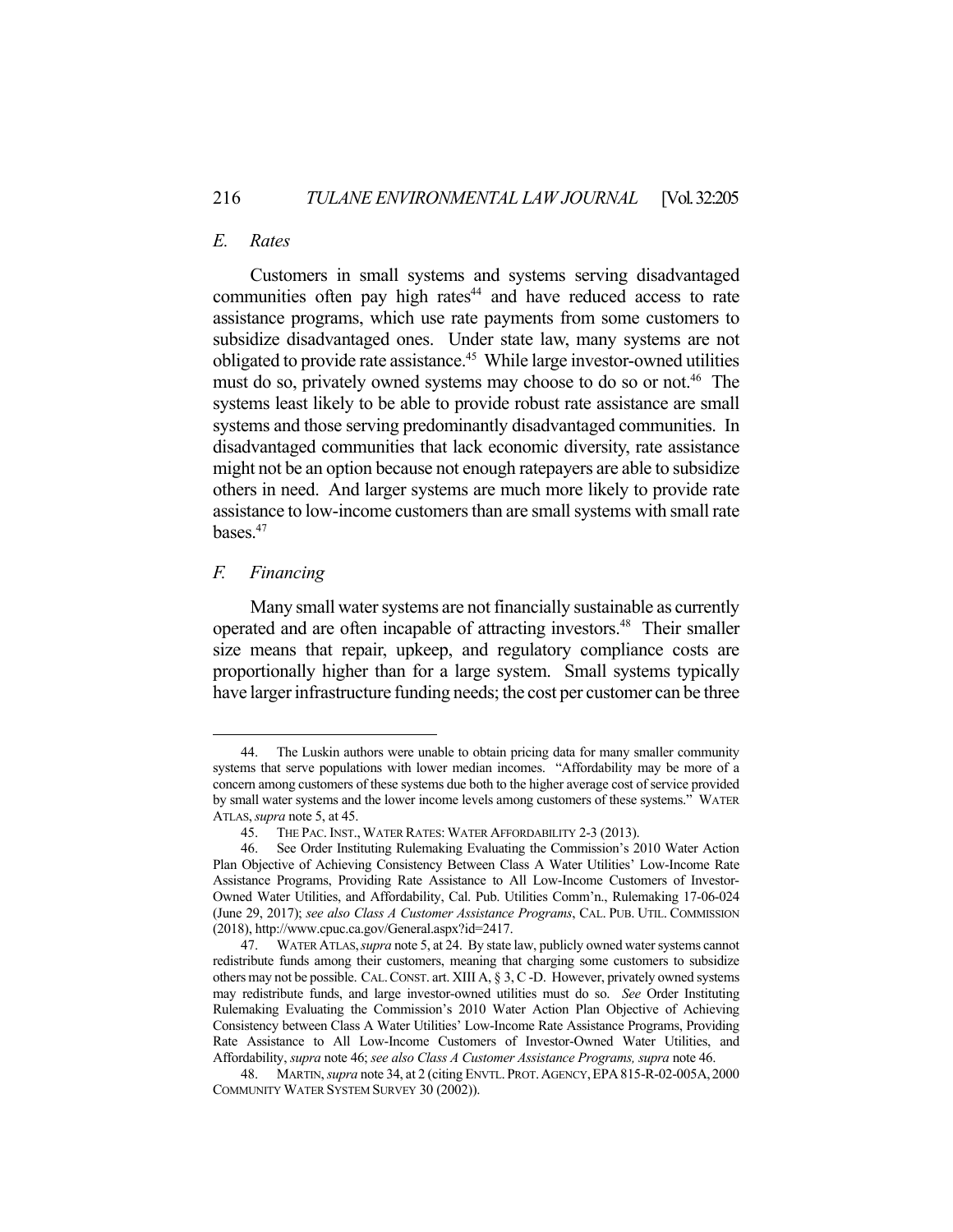### *E. Rates*

Customers in small systems and systems serving disadvantaged communities often pay high rates[44] and have reduced access to rate assistance programs, which use rate payments from some customers to subsidize disadvantaged ones. Under state law, many systems are not obligated to provide rate assistance.[45] While large investor-owned utilities must do so, privately owned systems may choose to do so or not.[46] The systems least likely to be able to provide robust rate assistance are small systems and those serving predominantly disadvantaged communities. In disadvantaged communities that lack economic diversity, rate assistance might not be an option because not enough ratepayers are able to subsidize others in need. And larger systems are much more likely to provide rate assistance to low-income customers than are small systems with small rate bases.[47]

### *F. Financing*

Many small water systems are not financially sustainable as currently operated and are often incapable of attracting investors.[48] Their smaller size means that repair, upkeep, and regulatory compliance costs are proportionally higher than for a large system. Small systems typically have larger infrastructure funding needs; the cost per customer can be three

---

44. The Luskin authors were unable to obtain pricing data for many smaller community systems that serve populations with lower median incomes. "Affordability may be more of a concern among customers of these systems due both to the higher average cost of service provided by small water systems and the lower income levels among customers of these systems." WATER ATLAS, *supra* note 5, at 45.

45. THE PAC. INST., WATER RATES: WATER AFFORDABILITY 2-3 (2013).

46. See Order Instituting Rulemaking Evaluating the Commission's 2010 Water Action Plan Objective of Achieving Consistency Between Class A Water Utilities' Low-Income Rate Assistance Programs, Providing Rate Assistance to All Low-Income Customers of Investor-Owned Water Utilities, and Affordability, Cal. Pub. Utilities Comm'n., Rulemaking 17-06-024 (June 29, 2017); *see also Class A Customer Assistance Programs*, CAL. PUB. UTIL. COMMISSION (2018), http://www.cpuc.ca.gov/General.aspx?id=2417.

47. WATER ATLAS, *supra* note 5, at 24. By state law, publicly owned water systems cannot redistribute funds among their customers, meaning that charging some customers to subsidize others may not be possible. CAL. CONST. art. XIII A, § 3, C -D. However, privately owned systems may redistribute funds, and large investor-owned utilities must do so. *See* Order Instituting Rulemaking Evaluating the Commission's 2010 Water Action Plan Objective of Achieving Consistency between Class A Water Utilities' Low-Income Rate Assistance Programs, Providing Rate Assistance to All Low-Income Customers of Investor-Owned Water Utilities, and Affordability, *supra* note 46; *see also Class A Customer Assistance Programs, supra* note 46.

48. MARTIN, *supra* note 34, at 2 (citing ENVTL. PROT. AGENCY, EPA 815-R-02-005A, 2000 COMMUNITY WATER SYSTEM SURVEY 30 (2002)).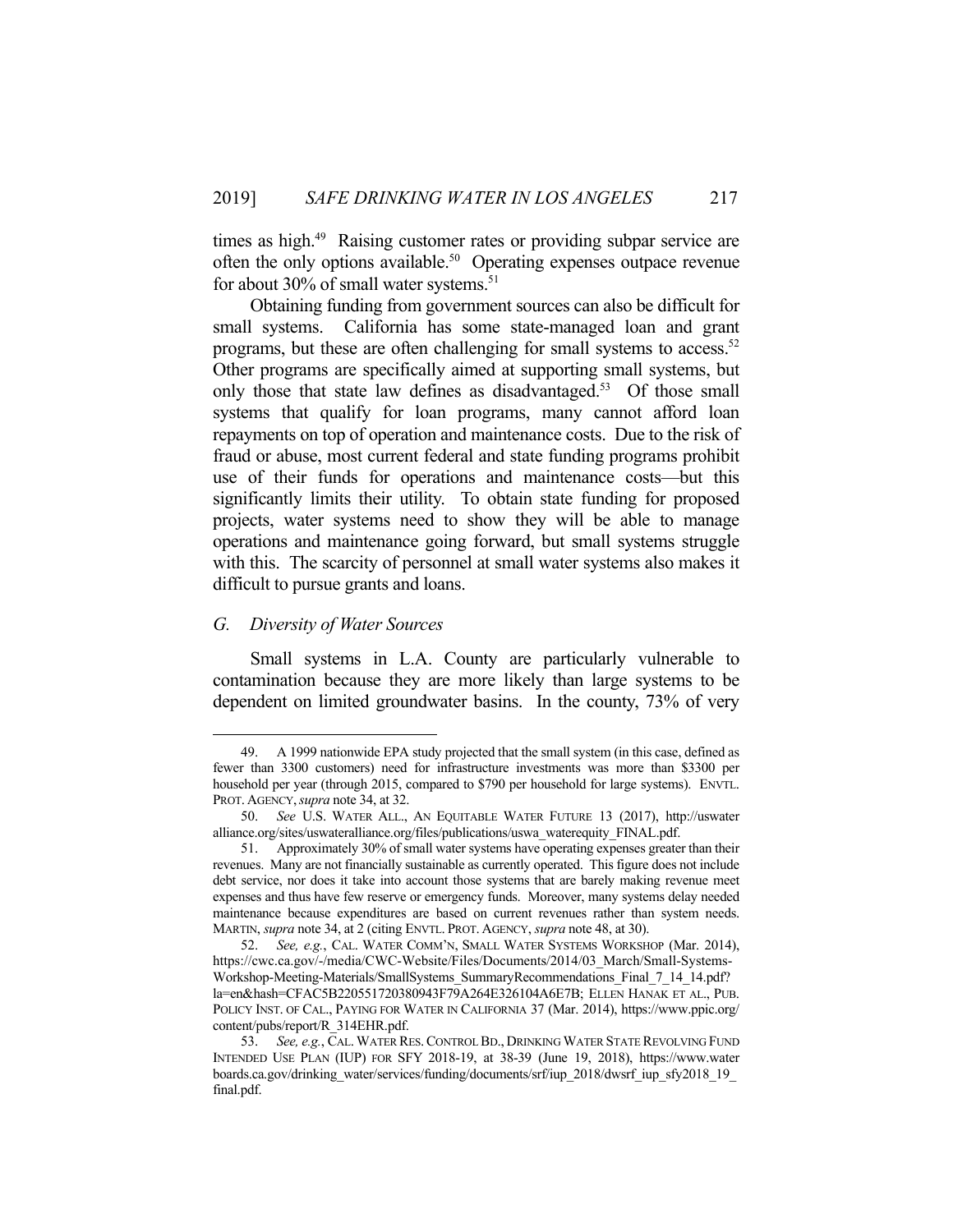times as high.[49] Raising customer rates or providing subpar service are often the only options available.[50] Operating expenses outpace revenue for about 30% of small water systems.[51]

Obtaining funding from government sources can also be difficult for small systems. California has some state-managed loan and grant programs, but these are often challenging for small systems to access.[52] Other programs are specifically aimed at supporting small systems, but only those that state law defines as disadvantaged.[53] Of those small systems that qualify for loan programs, many cannot afford loan repayments on top of operation and maintenance costs. Due to the risk of fraud or abuse, most current federal and state funding programs prohibit use of their funds for operations and maintenance costs—but this significantly limits their utility. To obtain state funding for proposed projects, water systems need to show they will be able to manage operations and maintenance going forward, but small systems struggle with this. The scarcity of personnel at small water systems also makes it difficult to pursue grants and loans.

### *G. Diversity of Water Sources*

Small systems in L.A. County are particularly vulnerable to contamination because they are more likely than large systems to be dependent on limited groundwater basins. In the county, 73% of very

---

49. A 1999 nationwide EPA study projected that the small system (in this case, defined as fewer than 3300 customers) need for infrastructure investments was more than $3300 per household per year (through 2015, compared to $790 per household for large systems). ENVTL. PROT. AGENCY, *supra* note 34, at 32.

50. *See* U.S. WATER ALL., AN EQUITABLE WATER FUTURE 13 (2017), http://uswateralliance.org/sites/uswateralliance.org/files/publications/uswa_waterequity_FINAL.pdf.

51. Approximately 30% of small water systems have operating expenses greater than their revenues. Many are not financially sustainable as currently operated. This figure does not include debt service, nor does it take into account those systems that are barely making revenue meet expenses and thus have few reserve or emergency funds. Moreover, many systems delay needed maintenance because expenditures are based on current revenues rather than system needs. MARTIN, *supra* note 34, at 2 (citing ENVTL. PROT. AGENCY, *supra* note 48, at 30).

52. *See, e.g.*, CAL. WATER COMM'N, SMALL WATER SYSTEMS WORKSHOP (Mar. 2014), https://cwc.ca.gov/-/media/CWC-Website/Files/Documents/2014/03_March/Small-Systems-Workshop-Meeting-Materials/SmallSystems_SummaryRecommendations_Final_7_14_14.pdf?la=en&hash=CFAC5B220551720380943F79A264E326104A6E7B; ELLEN HANAK ET AL., PUB. POLICY INST. OF CAL., PAYING FOR WATER IN CALIFORNIA 37 (Mar. 2014), https://www.ppic.org/content/pubs/report/R_314EHR.pdf.

53. *See, e.g.*, CAL. WATER RES. CONTROL BD., DRINKING WATER STATE REVOLVING FUND INTENDED USE PLAN (IUP) FOR SFY 2018-19, at 38-39 (June 19, 2018), https://www.waterboards.ca.gov/drinking_water/services/funding/documents/srf/iup_2018/dwsrf_iup_sfy2018_19_final.pdf.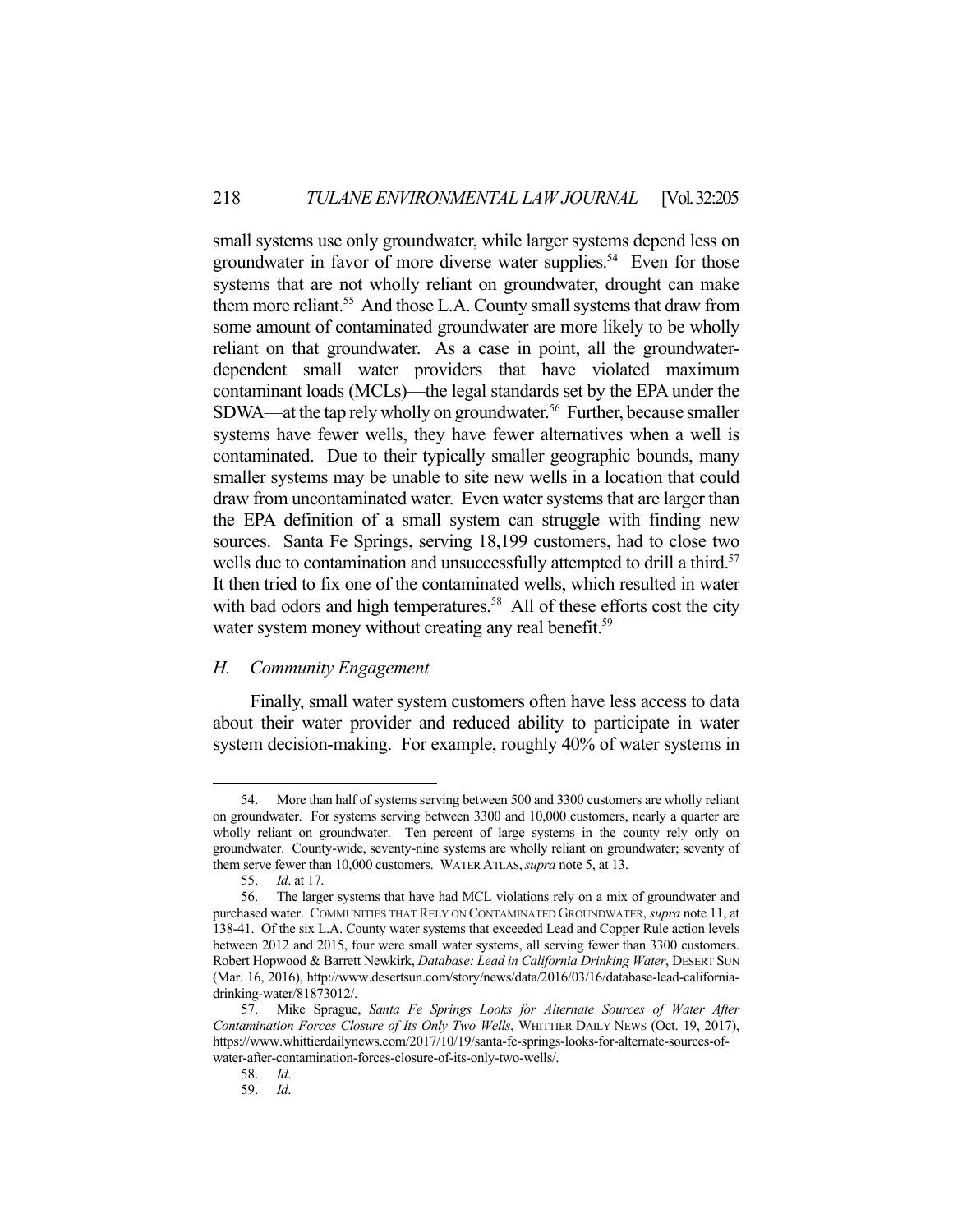small systems use only groundwater, while larger systems depend less on groundwater in favor of more diverse water supplies.[54] Even for those systems that are not wholly reliant on groundwater, drought can make them more reliant.[55] And those L.A. County small systems that draw from some amount of contaminated groundwater are more likely to be wholly reliant on that groundwater. As a case in point, all the groundwater-dependent small water providers that have violated maximum contaminant loads (MCLs)—the legal standards set by the EPA under the SDWA—at the tap rely wholly on groundwater.[56] Further, because smaller systems have fewer wells, they have fewer alternatives when a well is contaminated. Due to their typically smaller geographic bounds, many smaller systems may be unable to site new wells in a location that could draw from uncontaminated water. Even water systems that are larger than the EPA definition of a small system can struggle with finding new sources. Santa Fe Springs, serving 18,199 customers, had to close two wells due to contamination and unsuccessfully attempted to drill a third.[57] It then tried to fix one of the contaminated wells, which resulted in water with bad odors and high temperatures.[58] All of these efforts cost the city water system money without creating any real benefit.[59]

### *H. Community Engagement*

Finally, small water system customers often have less access to data about their water provider and reduced ability to participate in water system decision-making. For example, roughly 40% of water systems in

---

54. More than half of systems serving between 500 and 3300 customers are wholly reliant on groundwater. For systems serving between 3300 and 10,000 customers, nearly a quarter are wholly reliant on groundwater. Ten percent of large systems in the county rely only on groundwater. County-wide, seventy-nine systems are wholly reliant on groundwater; seventy of them serve fewer than 10,000 customers. WATER ATLAS, *supra* note 5, at 13.

55. *Id*. at 17.

56. The larger systems that have had MCL violations rely on a mix of groundwater and purchased water. COMMUNITIES THAT RELY ON CONTAMINATED GROUNDWATER, *supra* note 11, at 138-41. Of the six L.A. County water systems that exceeded Lead and Copper Rule action levels between 2012 and 2015, four were small water systems, all serving fewer than 3300 customers. Robert Hopwood & Barrett Newkirk, *Database: Lead in California Drinking Water*, DESERT SUN (Mar. 16, 2016), http://www.desertsun.com/story/news/data/2016/03/16/database-lead-california-drinking-water/81873012/.

57. Mike Sprague, *Santa Fe Springs Looks for Alternate Sources of Water After Contamination Forces Closure of Its Only Two Wells*, WHITTIER DAILY NEWS (Oct. 19, 2017), https://www.whittierdailynews.com/2017/10/19/santa-fe-springs-looks-for-alternate-sources-of-water-after-contamination-forces-closure-of-its-only-two-wells/.

58. *Id*.

59. *Id*.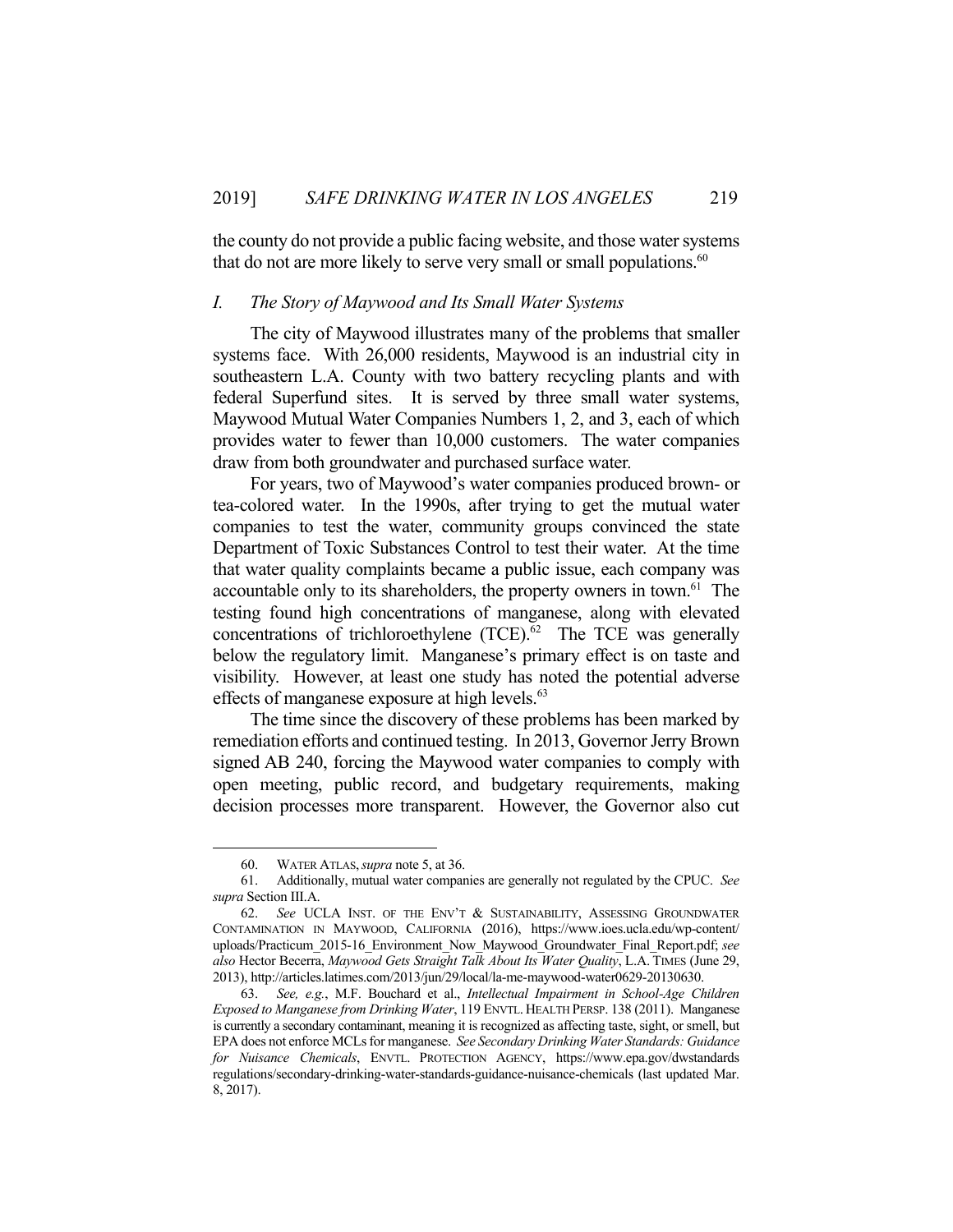the county do not provide a public facing website, and those water systems that do not are more likely to serve very small or small populations.[60]

### *I. The Story of Maywood and Its Small Water Systems*

The city of Maywood illustrates many of the problems that smaller systems face. With 26,000 residents, Maywood is an industrial city in southeastern L.A. County with two battery recycling plants and with federal Superfund sites. It is served by three small water systems, Maywood Mutual Water Companies Numbers 1, 2, and 3, each of which provides water to fewer than 10,000 customers. The water companies draw from both groundwater and purchased surface water.

For years, two of Maywood's water companies produced brown- or tea-colored water. In the 1990s, after trying to get the mutual water companies to test the water, community groups convinced the state Department of Toxic Substances Control to test their water. At the time that water quality complaints became a public issue, each company was accountable only to its shareholders, the property owners in town.[61] The testing found high concentrations of manganese, along with elevated concentrations of trichloroethylene (TCE).[62] The TCE was generally below the regulatory limit. Manganese's primary effect is on taste and visibility. However, at least one study has noted the potential adverse effects of manganese exposure at high levels.[63]

The time since the discovery of these problems has been marked by remediation efforts and continued testing. In 2013, Governor Jerry Brown signed AB 240, forcing the Maywood water companies to comply with open meeting, public record, and budgetary requirements, making decision processes more transparent. However, the Governor also cut

---

60. WATER ATLAS, *supra* note 5, at 36.

61. Additionally, mutual water companies are generally not regulated by the CPUC. *See supra* Section III.A.

62. *See* UCLA INST. OF THE ENV'T & SUSTAINABILITY, ASSESSING GROUNDWATER CONTAMINATION IN MAYWOOD, CALIFORNIA (2016), https://www.ioes.ucla.edu/wp-content/uploads/Practicum_2015-16_Environment_Now_Maywood_Groundwater_Final_Report.pdf; *see also* Hector Becerra, *Maywood Gets Straight Talk About Its Water Quality*, L.A. TIMES (June 29, 2013), http://articles.latimes.com/2013/jun/29/local/la-me-maywood-water0629-20130630.

63. *See, e.g.*, M.F. Bouchard et al., *Intellectual Impairment in School-Age Children Exposed to Manganese from Drinking Water*, 119 ENVTL. HEALTH PERSP. 138 (2011). Manganese is currently a secondary contaminant, meaning it is recognized as affecting taste, sight, or smell, but EPA does not enforce MCLs for manganese. *See Secondary Drinking Water Standards: Guidance for Nuisance Chemicals*, ENVTL. PROTECTION AGENCY, https://www.epa.gov/dwstandards regulations/secondary-drinking-water-standards-guidance-nuisance-chemicals (last updated Mar. 8, 2017).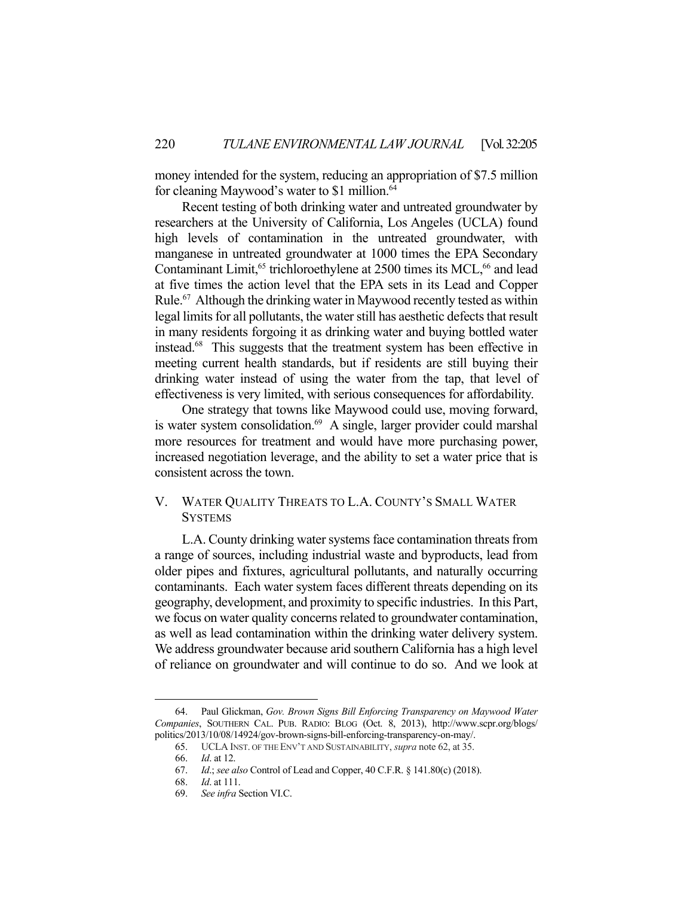money intended for the system, reducing an appropriation of $7.5 million for cleaning Maywood's water to $1 million.[64]

Recent testing of both drinking water and untreated groundwater by researchers at the University of California, Los Angeles (UCLA) found high levels of contamination in the untreated groundwater, with manganese in untreated groundwater at 1000 times the EPA Secondary Contaminant Limit,[65] trichloroethylene at 2500 times its MCL,[66] and lead at five times the action level that the EPA sets in its Lead and Copper Rule.[67] Although the drinking water in Maywood recently tested as within legal limits for all pollutants, the water still has aesthetic defects that result in many residents forgoing it as drinking water and buying bottled water instead.[68] This suggests that the treatment system has been effective in meeting current health standards, but if residents are still buying their drinking water instead of using the water from the tap, that level of effectiveness is very limited, with serious consequences for affordability.

One strategy that towns like Maywood could use, moving forward, is water system consolidation.[69] A single, larger provider could marshal more resources for treatment and would have more purchasing power, increased negotiation leverage, and the ability to set a water price that is consistent across the town.

## V. Water Quality Threats to L.A. County's Small Water Systems

L.A. County drinking water systems face contamination threats from a range of sources, including industrial waste and byproducts, lead from older pipes and fixtures, agricultural pollutants, and naturally occurring contaminants. Each water system faces different threats depending on its geography, development, and proximity to specific industries. In this Part, we focus on water quality concerns related to groundwater contamination, as well as lead contamination within the drinking water delivery system. We address groundwater because arid southern California has a high level of reliance on groundwater and will continue to do so. And we look at

---

64. Paul Glickman, *Gov. Brown Signs Bill Enforcing Transparency on Maywood Water Companies*, Southern Cal. Pub. Radio: Blog (Oct. 8, 2013), http://www.scpr.org/blogs/politics/2013/10/08/14924/gov-brown-signs-bill-enforcing-transparency-on-may/.

65. UCLA Inst. of the Env't and Sustainability, *supra* note 62, at 35.

66. *Id*. at 12.

67. *Id*.; *see also* Control of Lead and Copper, 40 C.F.R. § 141.80(c) (2018).

68. *Id*. at 111.

69. *See infra* Section VI.C.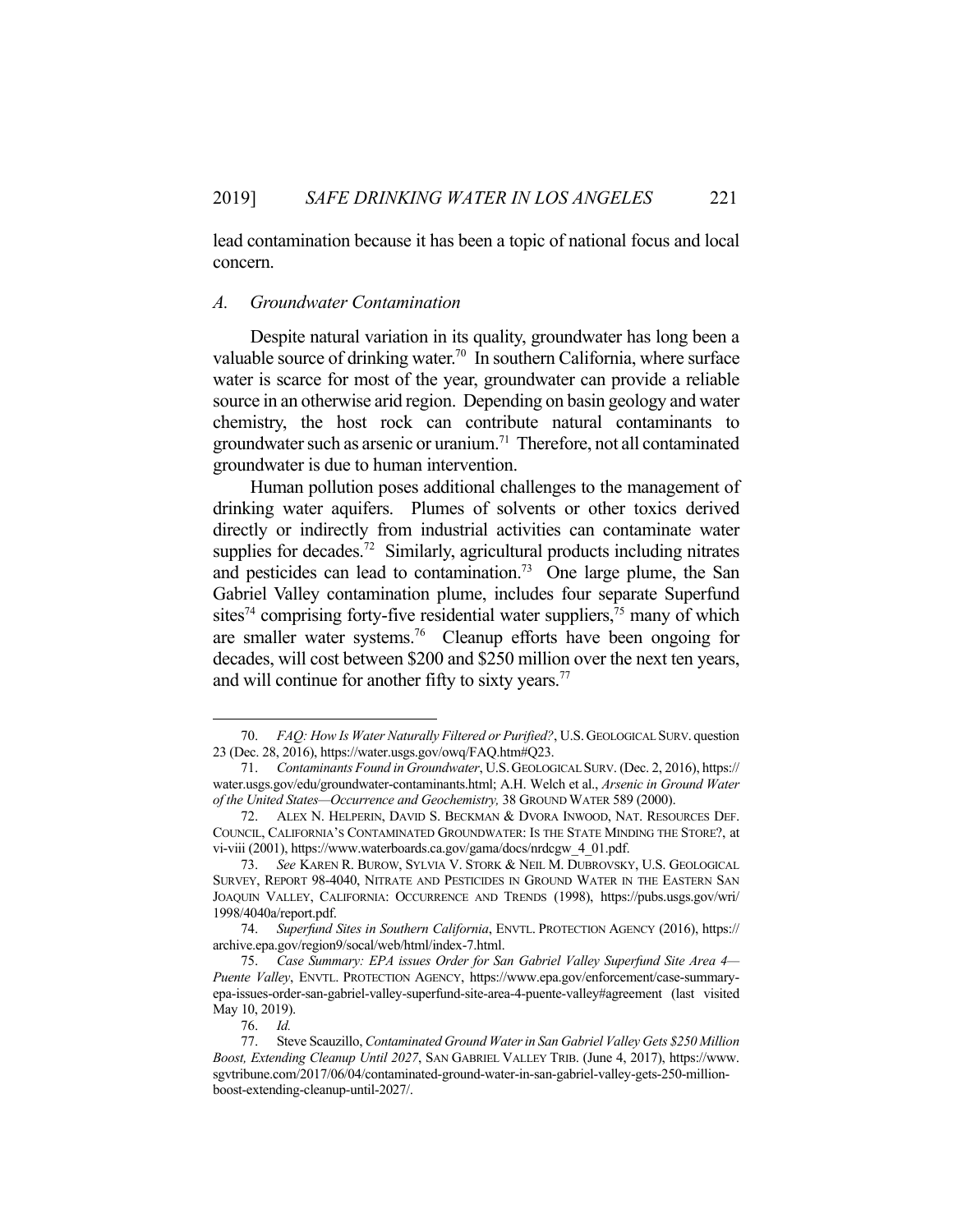lead contamination because it has been a topic of national focus and local concern.

### *A. Groundwater Contamination*

Despite natural variation in its quality, groundwater has long been a valuable source of drinking water.[70] In southern California, where surface water is scarce for most of the year, groundwater can provide a reliable source in an otherwise arid region. Depending on basin geology and water chemistry, the host rock can contribute natural contaminants to groundwater such as arsenic or uranium.[71] Therefore, not all contaminated groundwater is due to human intervention.

Human pollution poses additional challenges to the management of drinking water aquifers. Plumes of solvents or other toxics derived directly or indirectly from industrial activities can contaminate water supplies for decades.[72] Similarly, agricultural products including nitrates and pesticides can lead to contamination.[73] One large plume, the San Gabriel Valley contamination plume, includes four separate Superfund sites[74] comprising forty-five residential water suppliers,[75] many of which are smaller water systems.[76] Cleanup efforts have been ongoing for decades, will cost between $200 and $250 million over the next ten years, and will continue for another fifty to sixty years.[77]

---

70. *FAQ: How Is Water Naturally Filtered or Purified?*, U.S. GEOLOGICAL SURV. question 23 (Dec. 28, 2016), https://water.usgs.gov/owq/FAQ.htm#Q23.

71. *Contaminants Found in Groundwater*, U.S. GEOLOGICAL SURV. (Dec. 2, 2016), https://water.usgs.gov/edu/groundwater-contaminants.html; A.H. Welch et al., *Arsenic in Ground Water of the United States—Occurrence and Geochemistry,* 38 GROUND WATER 589 (2000).

72. ALEX N. HELPERIN, DAVID S. BECKMAN & DVORA INWOOD, NAT. RESOURCES DEF. COUNCIL, CALIFORNIA'S CONTAMINATED GROUNDWATER: IS THE STATE MINDING THE STORE?, at vi-viii (2001), https://www.waterboards.ca.gov/gama/docs/nrdcgw_4_01.pdf.

73. *See* KAREN R. BUROW, SYLVIA V. STORK & NEIL M. DUBROVSKY, U.S. GEOLOGICAL SURVEY, REPORT 98-4040, NITRATE AND PESTICIDES IN GROUND WATER IN THE EASTERN SAN JOAQUIN VALLEY, CALIFORNIA: OCCURRENCE AND TRENDS (1998), https://pubs.usgs.gov/wri/1998/4040a/report.pdf.

74. *Superfund Sites in Southern California*, ENVTL. PROTECTION AGENCY (2016), https://archive.epa.gov/region9/socal/web/html/index-7.html.

75. *Case Summary: EPA issues Order for San Gabriel Valley Superfund Site Area 4—Puente Valley*, ENVTL. PROTECTION AGENCY, https://www.epa.gov/enforcement/case-summary-epa-issues-order-san-gabriel-valley-superfund-site-area-4-puente-valley#agreement (last visited May 10, 2019).

76. *Id.*

77. Steve Scauzillo, *Contaminated Ground Water in San Gabriel Valley Gets $250 Million Boost, Extending Cleanup Until 2027*, SAN GABRIEL VALLEY TRIB. (June 4, 2017), https://www.sgvtribune.com/2017/06/04/contaminated-ground-water-in-san-gabriel-valley-gets-250-million-boost-extending-cleanup-until-2027/.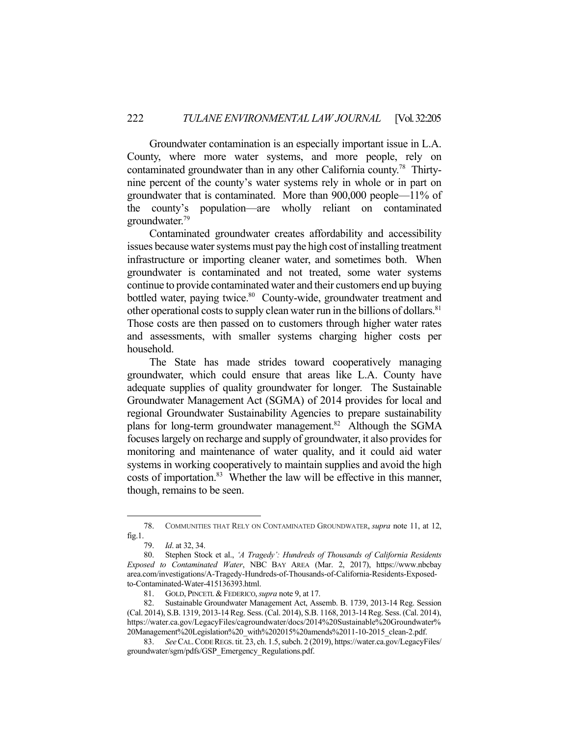Groundwater contamination is an especially important issue in L.A. County, where more water systems, and more people, rely on contaminated groundwater than in any other California county.[78] Thirty-nine percent of the county's water systems rely in whole or in part on groundwater that is contaminated. More than 900,000 people—11% of the county's population—are wholly reliant on contaminated groundwater.[79]

Contaminated groundwater creates affordability and accessibility issues because water systems must pay the high cost of installing treatment infrastructure or importing cleaner water, and sometimes both. When groundwater is contaminated and not treated, some water systems continue to provide contaminated water and their customers end up buying bottled water, paying twice.[80] County-wide, groundwater treatment and other operational costs to supply clean water run in the billions of dollars.[81] Those costs are then passed on to customers through higher water rates and assessments, with smaller systems charging higher costs per household.

The State has made strides toward cooperatively managing groundwater, which could ensure that areas like L.A. County have adequate supplies of quality groundwater for longer. The Sustainable Groundwater Management Act (SGMA) of 2014 provides for local and regional Groundwater Sustainability Agencies to prepare sustainability plans for long-term groundwater management.[82] Although the SGMA focuses largely on recharge and supply of groundwater, it also provides for monitoring and maintenance of water quality, and it could aid water systems in working cooperatively to maintain supplies and avoid the high costs of importation.[83] Whether the law will be effective in this manner, though, remains to be seen.

---

78. COMMUNITIES THAT RELY ON CONTAMINATED GROUNDWATER, *supra* note 11, at 12, fig.1.

79. *Id*. at 32, 34.

80. Stephen Stock et al., *'A Tragedy': Hundreds of Thousands of California Residents Exposed to Contaminated Water*, NBC BAY AREA (Mar. 2, 2017), https://www.nbcbayarea.com/investigations/A-Tragedy-Hundreds-of-Thousands-of-California-Residents-Exposed-to-Contaminated-Water-415136393.html.

81. GOLD, PINCETL & FEDERICO, *supra* note 9, at 17.

82. Sustainable Groundwater Management Act, Assemb. B. 1739, 2013-14 Reg. Session (Cal. 2014), S.B. 1319, 2013-14 Reg. Sess. (Cal. 2014), S.B. 1168, 2013-14 Reg. Sess. (Cal. 2014), https://water.ca.gov/LegacyFiles/cagroundwater/docs/2014%20Sustainable%20Groundwater%20Management%20Legislation%20_with%202015%20amends%2011-10-2015_clean-2.pdf.

83. *See* CAL. CODE REGS. tit. 23, ch. 1.5, subch. 2 (2019), https://water.ca.gov/LegacyFiles/groundwater/sgm/pdfs/GSP_Emergency_Regulations.pdf.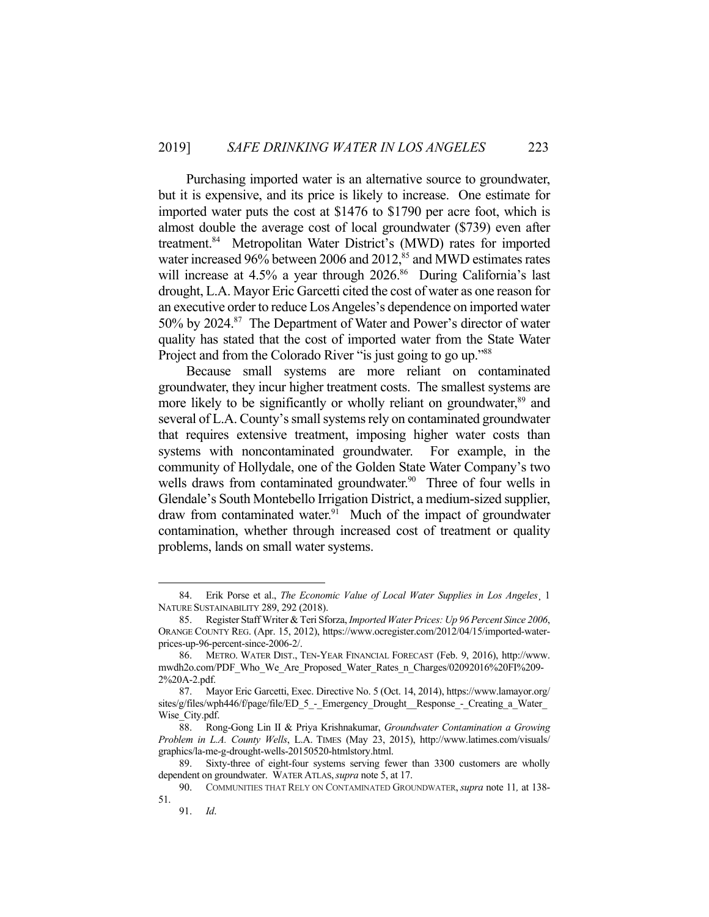Purchasing imported water is an alternative source to groundwater, but it is expensive, and its price is likely to increase. One estimate for imported water puts the cost at $1476 to $1790 per acre foot, which is almost double the average cost of local groundwater ($739) even after treatment.[84] Metropolitan Water District's (MWD) rates for imported water increased 96% between 2006 and 2012,[85] and MWD estimates rates will increase at 4.5% a year through 2026.[86] During California's last drought, L.A. Mayor Eric Garcetti cited the cost of water as one reason for an executive order to reduce Los Angeles's dependence on imported water 50% by 2024.[87] The Department of Water and Power's director of water quality has stated that the cost of imported water from the State Water Project and from the Colorado River "is just going to go up."[88]

Because small systems are more reliant on contaminated groundwater, they incur higher treatment costs. The smallest systems are more likely to be significantly or wholly reliant on groundwater,[89] and several of L.A. County's small systems rely on contaminated groundwater that requires extensive treatment, imposing higher water costs than systems with noncontaminated groundwater. For example, in the community of Hollydale, one of the Golden State Water Company's two wells draws from contaminated groundwater.[90] Three of four wells in Glendale's South Montebello Irrigation District, a medium-sized supplier, draw from contaminated water.[91] Much of the impact of groundwater contamination, whether through increased cost of treatment or quality problems, lands on small water systems.

---

84. Erik Porse et al., *The Economic Value of Local Water Supplies in Los Angeles¸* 1 NATURE SUSTAINABILITY 289, 292 (2018).

85. Register Staff Writer & Teri Sforza, *Imported Water Prices: Up 96 Percent Since 2006*, ORANGE COUNTY REG. (Apr. 15, 2012), https://www.ocregister.com/2012/04/15/imported-water-prices-up-96-percent-since-2006-2/.

86. METRO. WATER DIST., TEN-YEAR FINANCIAL FORECAST (Feb. 9, 2016), http://www.mwdh2o.com/PDF_Who_We_Are_Proposed_Water_Rates_n_Charges/02092016%20FI%209-2%20A-2.pdf.

87. Mayor Eric Garcetti, Exec. Directive No. 5 (Oct. 14, 2014), https://www.lamayor.org/sites/g/files/wph446/f/page/file/ED_5_-_Emergency_Drought__Response_-_Creating_a_Water_Wise_City.pdf.

88. Rong-Gong Lin II & Priya Krishnakumar, *Groundwater Contamination a Growing Problem in L.A. County Wells*, L.A. TIMES (May 23, 2015), http://www.latimes.com/visuals/graphics/la-me-g-drought-wells-20150520-htmlstory.html.

89. Sixty-three of eight-four systems serving fewer than 3300 customers are wholly dependent on groundwater. WATER ATLAS, *supra* note 5, at 17.

90. COMMUNITIES THAT RELY ON CONTAMINATED GROUNDWATER, *supra* note 11, at 138-51.

91. *Id*.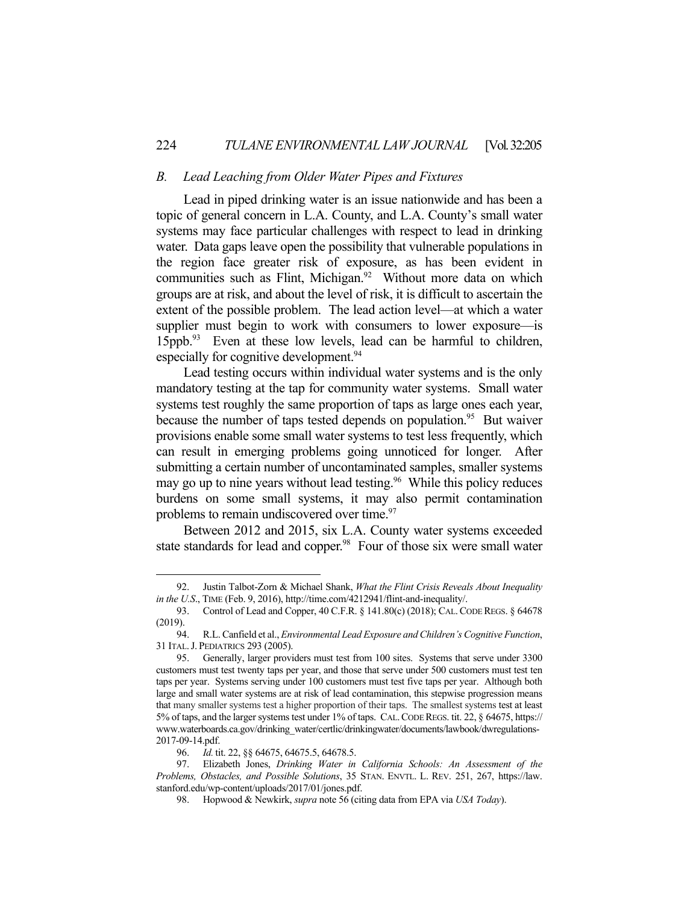### *B. Lead Leaching from Older Water Pipes and Fixtures*

Lead in piped drinking water is an issue nationwide and has been a topic of general concern in L.A. County, and L.A. County's small water systems may face particular challenges with respect to lead in drinking water. Data gaps leave open the possibility that vulnerable populations in the region face greater risk of exposure, as has been evident in communities such as Flint, Michigan.[92] Without more data on which groups are at risk, and about the level of risk, it is difficult to ascertain the extent of the possible problem. The lead action level—at which a water supplier must begin to work with consumers to lower exposure—is 15ppb.[93] Even at these low levels, lead can be harmful to children, especially for cognitive development.[94]

Lead testing occurs within individual water systems and is the only mandatory testing at the tap for community water systems. Small water systems test roughly the same proportion of taps as large ones each year, because the number of taps tested depends on population.[95] But waiver provisions enable some small water systems to test less frequently, which can result in emerging problems going unnoticed for longer. After submitting a certain number of uncontaminated samples, smaller systems may go up to nine years without lead testing.[96] While this policy reduces burdens on some small systems, it may also permit contamination problems to remain undiscovered over time.[97]

Between 2012 and 2015, six L.A. County water systems exceeded state standards for lead and copper.[98] Four of those six were small water

---

92. Justin Talbot-Zorn & Michael Shank, *What the Flint Crisis Reveals About Inequality in the U.S.*, TIME (Feb. 9, 2016), http://time.com/4212941/flint-and-inequality/.

93. Control of Lead and Copper, 40 C.F.R. § 141.80(c) (2018); CAL. CODE REGS. § 64678 (2019).

94. R.L. Canfield et al., *Environmental Lead Exposure and Children's Cognitive Function*, 31 ITAL. J. PEDIATRICS 293 (2005).

95. Generally, larger providers must test from 100 sites. Systems that serve under 3300 customers must test twenty taps per year, and those that serve under 500 customers must test ten taps per year. Systems serving under 100 customers must test five taps per year. Although both large and small water systems are at risk of lead contamination, this stepwise progression means that many smaller systems test a higher proportion of their taps. The smallest systems test at least 5% of taps, and the larger systems test under 1% of taps. CAL. CODE REGS. tit. 22, § 64675, https://www.waterboards.ca.gov/drinking_water/certlic/drinkingwater/documents/lawbook/dwregulations-2017-09-14.pdf.

96. *Id.* tit. 22, §§ 64675, 64675.5, 64678.5.

97. Elizabeth Jones, *Drinking Water in California Schools: An Assessment of the Problems, Obstacles, and Possible Solutions*, 35 STAN. ENVTL. L. REV. 251, 267, https://law.stanford.edu/wp-content/uploads/2017/01/jones.pdf.

98. Hopwood & Newkirk, *supra* note 56 (citing data from EPA via *USA Today*).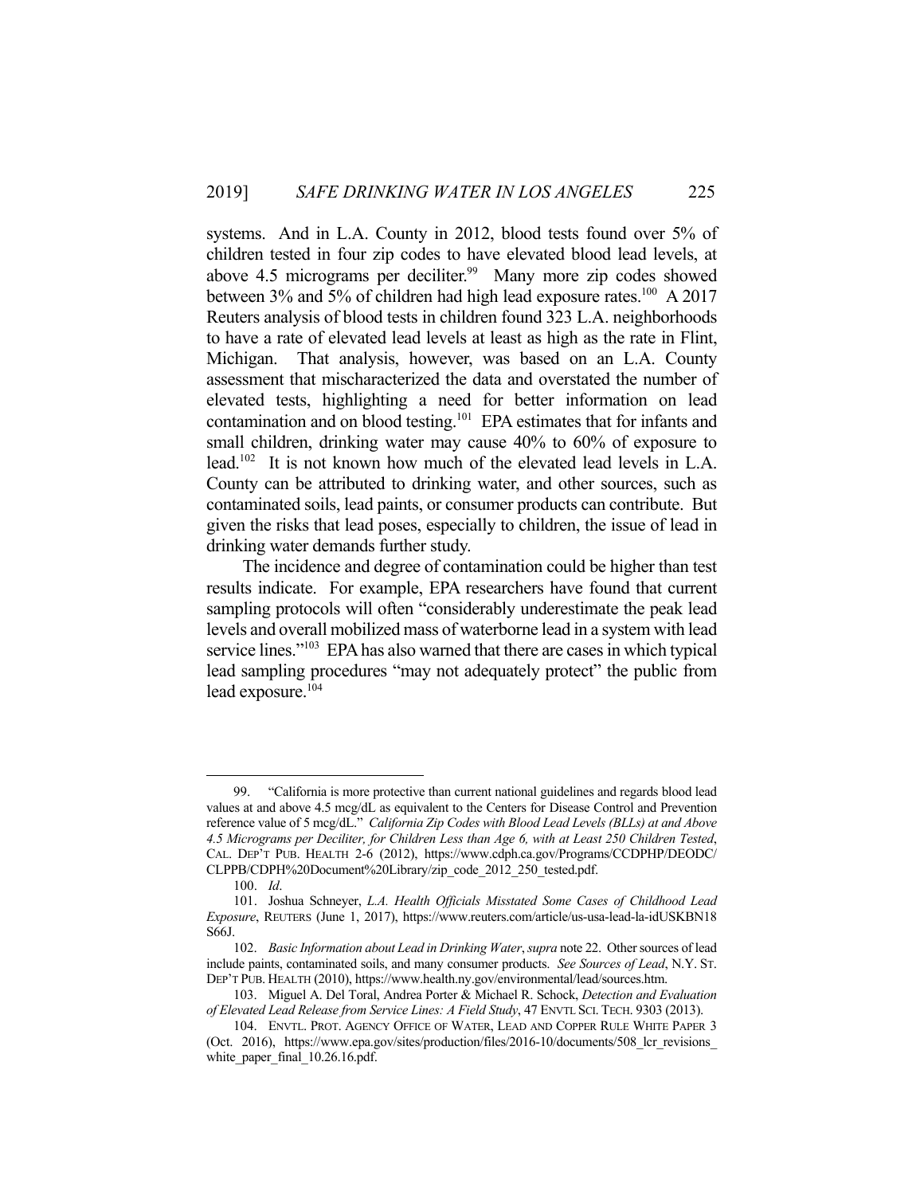systems. And in L.A. County in 2012, blood tests found over 5% of children tested in four zip codes to have elevated blood lead levels, at above 4.5 micrograms per deciliter.[99] Many more zip codes showed between 3% and 5% of children had high lead exposure rates.[100] A 2017 Reuters analysis of blood tests in children found 323 L.A. neighborhoods to have a rate of elevated lead levels at least as high as the rate in Flint, Michigan. That analysis, however, was based on an L.A. County assessment that mischaracterized the data and overstated the number of elevated tests, highlighting a need for better information on lead contamination and on blood testing.[101] EPA estimates that for infants and small children, drinking water may cause 40% to 60% of exposure to lead.[102] It is not known how much of the elevated lead levels in L.A. County can be attributed to drinking water, and other sources, such as contaminated soils, lead paints, or consumer products can contribute. But given the risks that lead poses, especially to children, the issue of lead in drinking water demands further study.

The incidence and degree of contamination could be higher than test results indicate. For example, EPA researchers have found that current sampling protocols will often "considerably underestimate the peak lead levels and overall mobilized mass of waterborne lead in a system with lead service lines."[103] EPA has also warned that there are cases in which typical lead sampling procedures "may not adequately protect" the public from lead exposure.[104]

---

99. "California is more protective than current national guidelines and regards blood lead values at and above 4.5 mcg/dL as equivalent to the Centers for Disease Control and Prevention reference value of 5 mcg/dL." *California Zip Codes with Blood Lead Levels (BLLs) at and Above 4.5 Micrograms per Deciliter, for Children Less than Age 6, with at Least 250 Children Tested*, CAL. DEP'T PUB. HEALTH 2-6 (2012), https://www.cdph.ca.gov/Programs/CCDPHP/DEODC/CLPPB/CDPH%20Document%20Library/zip_code_2012_250_tested.pdf.

100. *Id*.

101. Joshua Schneyer, *L.A. Health Officials Misstated Some Cases of Childhood Lead Exposure*, REUTERS (June 1, 2017), https://www.reuters.com/article/us-usa-lead-la-idUSKBN18S66J.

102. *Basic Information about Lead in Drinking Water*, *supra* note 22. Other sources of lead include paints, contaminated soils, and many consumer products. *See Sources of Lead*, N.Y. ST. DEP'T PUB. HEALTH (2010), https://www.health.ny.gov/environmental/lead/sources.htm.

103. Miguel A. Del Toral, Andrea Porter & Michael R. Schock, *Detection and Evaluation of Elevated Lead Release from Service Lines: A Field Study*, 47 ENVTL SCI. TECH. 9303 (2013).

104. ENVTL. PROT. AGENCY OFFICE OF WATER, LEAD AND COPPER RULE WHITE PAPER 3 (Oct. 2016), https://www.epa.gov/sites/production/files/2016-10/documents/508_lcr_revisions_white_paper_final_10.26.16.pdf.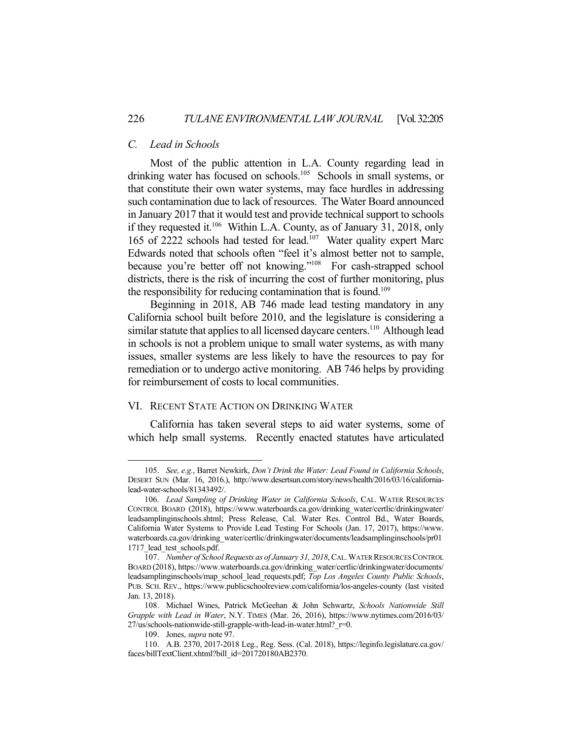### C. Lead in Schools

Most of the public attention in L.A. County regarding lead in drinking water has focused on schools.[105] Schools in small systems, or that constitute their own water systems, may face hurdles in addressing such contamination due to lack of resources. The Water Board announced in January 2017 that it would test and provide technical support to schools if they requested it.[106] Within L.A. County, as of January 31, 2018, only 165 of 2222 schools had tested for lead.[107] Water quality expert Marc Edwards noted that schools often "feel it's almost better not to sample, because you're better off not knowing."[108] For cash-strapped school districts, there is the risk of incurring the cost of further monitoring, plus the responsibility for reducing contamination that is found.[109]

Beginning in 2018, AB 746 made lead testing mandatory in any California school built before 2010, and the legislature is considering a similar statute that applies to all licensed daycare centers.[110] Although lead in schools is not a problem unique to small water systems, as with many issues, smaller systems are less likely to have the resources to pay for remediation or to undergo active monitoring. AB 746 helps by providing for reimbursement of costs to local communities.

## VI. Recent State Action on Drinking Water

California has taken several steps to aid water systems, some of which help small systems. Recently enacted statutes have articulated

---

105. *See, e.g.*, Barret Newkirk, *Don't Drink the Water: Lead Found in California Schools*, DESERT SUN (Mar. 16, 2016.), http://www.desertsun.com/story/news/health/2016/03/16/california-lead-water-schools/81343492/.

106. *Lead Sampling of Drinking Water in California Schools*, CAL. WATER RESOURCES CONTROL BOARD (2018), https://www.waterboards.ca.gov/drinking_water/certlic/drinkingwater/leadsamplinginschools.shtml; Press Release, Cal. Water Res. Control Bd., Water Boards, California Water Systems to Provide Lead Testing For Schools (Jan. 17, 2017), https://www.waterboards.ca.gov/drinking_water/certlic/drinkingwater/documents/leadsamplinginschools/pr011717_lead_test_schools.pdf.

107. *Number of School Requests as of January 31, 2018*, CAL. WATER RESOURCES CONTROL BOARD (2018), https://www.waterboards.ca.gov/drinking_water/certlic/drinkingwater/documents/leadsamplinginschools/map_school_lead_requests.pdf; *Top Los Angeles County Public Schools*, PUB. SCH. REV., https://www.publicschoolreview.com/california/los-angeles-county (last visited Jan. 13, 2018).

108. Michael Wines, Patrick McGeehan & John Schwartz, *Schools Nationwide Still Grapple with Lead in Water*, N.Y. TIMES (Mar. 26, 2016), https://www.nytimes.com/2016/03/27/us/schools-nationwide-still-grapple-with-lead-in-water.html?_r=0.

109. Jones, *supra* note 97.

110. A.B. 2370, 2017-2018 Leg., Reg. Sess. (Cal. 2018), https://leginfo.legislature.ca.gov/faces/billTextClient.xhtml?bill_id=201720180AB2370.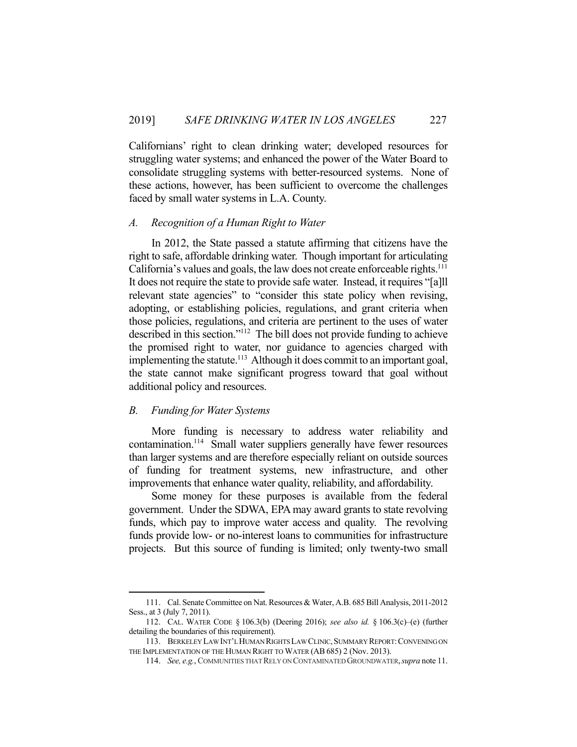Californians' right to clean drinking water; developed resources for struggling water systems; and enhanced the power of the Water Board to consolidate struggling systems with better-resourced systems. None of these actions, however, has been sufficient to overcome the challenges faced by small water systems in L.A. County.

### *A. Recognition of a Human Right to Water*

In 2012, the State passed a statute affirming that citizens have the right to safe, affordable drinking water. Though important for articulating California's values and goals, the law does not create enforceable rights.[111] It does not require the state to provide safe water. Instead, it requires "[a]ll relevant state agencies" to "consider this state policy when revising, adopting, or establishing policies, regulations, and grant criteria when those policies, regulations, and criteria are pertinent to the uses of water described in this section."[112] The bill does not provide funding to achieve the promised right to water, nor guidance to agencies charged with implementing the statute.[113] Although it does commit to an important goal, the state cannot make significant progress toward that goal without additional policy and resources.

### *B. Funding for Water Systems*

More funding is necessary to address water reliability and contamination.[114] Small water suppliers generally have fewer resources than larger systems and are therefore especially reliant on outside sources of funding for treatment systems, new infrastructure, and other improvements that enhance water quality, reliability, and affordability.

Some money for these purposes is available from the federal government. Under the SDWA, EPA may award grants to state revolving funds, which pay to improve water access and quality. The revolving funds provide low- or no-interest loans to communities for infrastructure projects. But this source of funding is limited; only twenty-two small

---

111. Cal. Senate Committee on Nat. Resources & Water, A.B. 685 Bill Analysis, 2011-2012 Sess., at 3 (July 7, 2011).

112. CAL. WATER CODE § 106.3(b) (Deering 2016); *see also id.* § 106.3(c)–(e) (further detailing the boundaries of this requirement).

113. BERKELEY LAW INT'L HUMAN RIGHTS LAW CLINIC, SUMMARY REPORT: CONVENING ON THE IMPLEMENTATION OF THE HUMAN RIGHT TO WATER (AB 685) 2 (Nov. 2013).

114. *See, e.g.*, COMMUNITIES THAT RELY ON CONTAMINATED GROUNDWATER, *supra* note 11.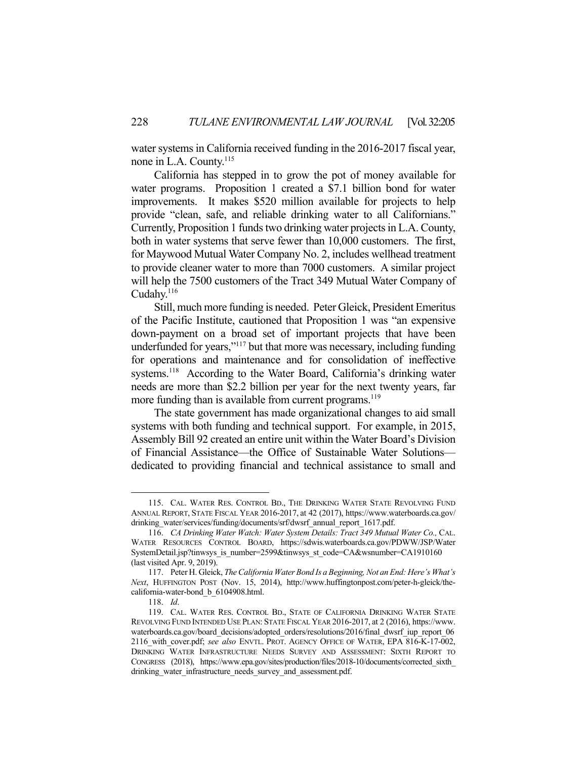water systems in California received funding in the 2016-2017 fiscal year, none in L.A. County.[115]

California has stepped in to grow the pot of money available for water programs. Proposition 1 created a $7.1 billion bond for water improvements. It makes $520 million available for projects to help provide "clean, safe, and reliable drinking water to all Californians." Currently, Proposition 1 funds two drinking water projects in L.A. County, both in water systems that serve fewer than 10,000 customers. The first, for Maywood Mutual Water Company No. 2, includes wellhead treatment to provide cleaner water to more than 7000 customers. A similar project will help the 7500 customers of the Tract 349 Mutual Water Company of Cudahy.[116]

Still, much more funding is needed. Peter Gleick, President Emeritus of the Pacific Institute, cautioned that Proposition 1 was "an expensive down-payment on a broad set of important projects that have been underfunded for years,"[117] but that more was necessary, including funding for operations and maintenance and for consolidation of ineffective systems.[118] According to the Water Board, California's drinking water needs are more than $2.2 billion per year for the next twenty years, far more funding than is available from current programs.[119]

The state government has made organizational changes to aid small systems with both funding and technical support. For example, in 2015, Assembly Bill 92 created an entire unit within the Water Board's Division of Financial Assistance—the Office of Sustainable Water Solutions—dedicated to providing financial and technical assistance to small and

---

115. CAL. WATER RES. CONTROL BD., THE DRINKING WATER STATE REVOLVING FUND ANNUAL REPORT, STATE FISCAL YEAR 2016-2017, at 42 (2017), https://www.waterboards.ca.gov/drinking_water/services/funding/documents/srf/dwsrf_annual_report_1617.pdf.

116. *CA Drinking Water Watch: Water System Details: Tract 349 Mutual Water Co.,* CAL. WATER RESOURCES CONTROL BOARD, https://sdwis.waterboards.ca.gov/PDWW/JSP/WaterSystemDetail.jsp?tinwsys_is_number=2599&tinwsys_st_code=CA&wsnumber=CA1910160 (last visited Apr. 9, 2019).

117. Peter H. Gleick, *The California Water Bond Is a Beginning, Not an End: Here's What's Next*, HUFFINGTON POST (Nov. 15, 2014), http://www.huffingtonpost.com/peter-h-gleick/the-california-water-bond_b_6104908.html.

118. *Id*.

119. CAL. WATER RES. CONTROL BD., STATE OF CALIFORNIA DRINKING WATER STATE REVOLVING FUND INTENDED USE PLAN: STATE FISCAL YEAR 2016-2017, at 2 (2016), https://www.waterboards.ca.gov/board_decisions/adopted_orders/resolutions/2016/final_dwsrf_iup_report_062116_with_cover.pdf; *see also* ENVTL. PROT. AGENCY OFFICE OF WATER, EPA 816-K-17-002, DRINKING WATER INFRASTRUCTURE NEEDS SURVEY AND ASSESSMENT: SIXTH REPORT TO CONGRESS (2018), https://www.epa.gov/sites/production/files/2018-10/documents/corrected_sixth_drinking_water_infrastructure_needs_survey_and_assessment.pdf.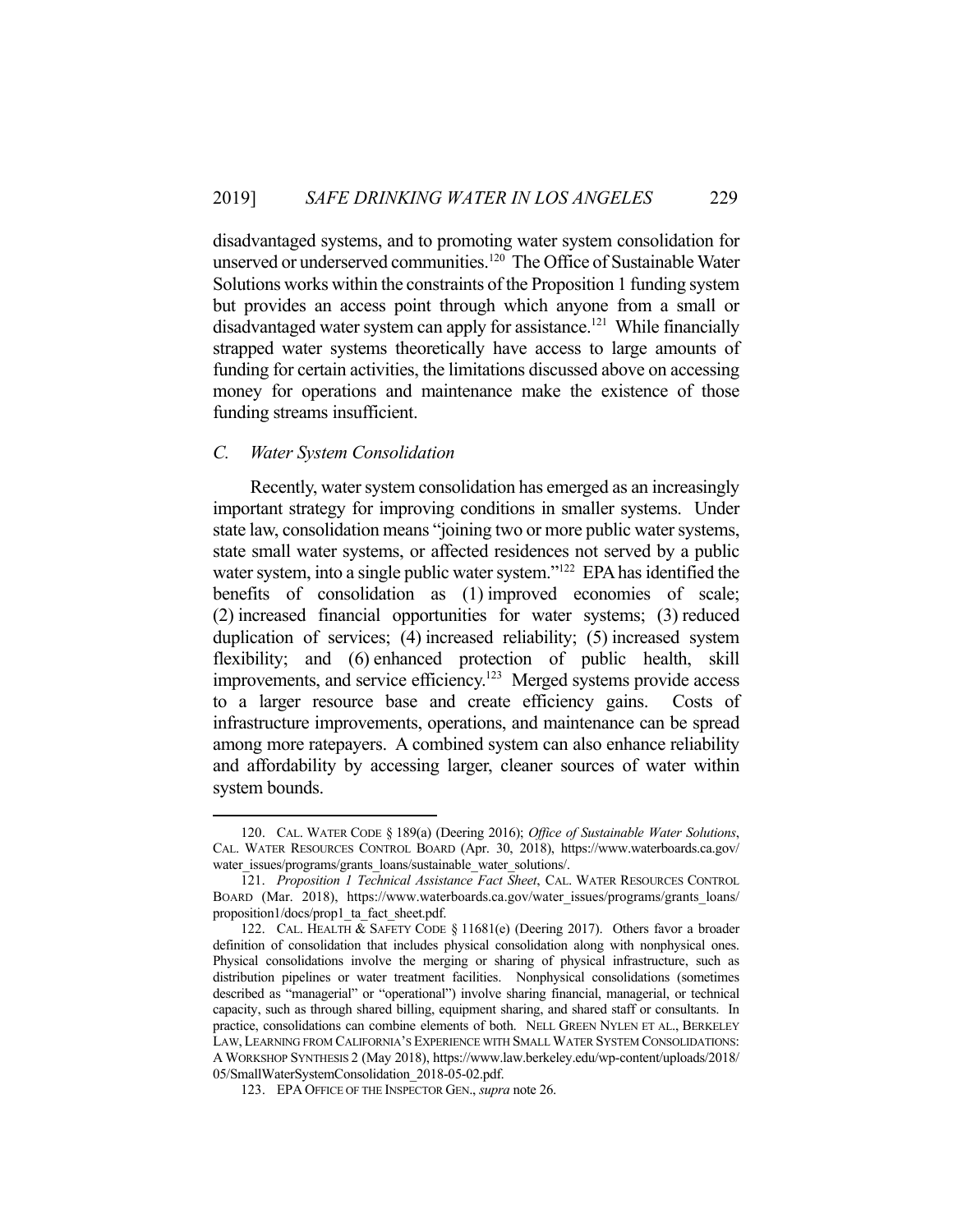disadvantaged systems, and to promoting water system consolidation for unserved or underserved communities.[120] The Office of Sustainable Water Solutions works within the constraints of the Proposition 1 funding system but provides an access point through which anyone from a small or disadvantaged water system can apply for assistance.[121] While financially strapped water systems theoretically have access to large amounts of funding for certain activities, the limitations discussed above on accessing money for operations and maintenance make the existence of those funding streams insufficient.

### *C. Water System Consolidation*

Recently, water system consolidation has emerged as an increasingly important strategy for improving conditions in smaller systems. Under state law, consolidation means "joining two or more public water systems, state small water systems, or affected residences not served by a public water system, into a single public water system."[122] EPA has identified the benefits of consolidation as (1) improved economies of scale; (2) increased financial opportunities for water systems; (3) reduced duplication of services; (4) increased reliability; (5) increased system flexibility; and (6) enhanced protection of public health, skill improvements, and service efficiency.[123] Merged systems provide access to a larger resource base and create efficiency gains. Costs of infrastructure improvements, operations, and maintenance can be spread among more ratepayers. A combined system can also enhance reliability and affordability by accessing larger, cleaner sources of water within system bounds.

---

120. CAL. WATER CODE § 189(a) (Deering 2016); *Office of Sustainable Water Solutions*, CAL. WATER RESOURCES CONTROL BOARD (Apr. 30, 2018), https://www.waterboards.ca.gov/water_issues/programs/grants_loans/sustainable_water_solutions/.

121. *Proposition 1 Technical Assistance Fact Sheet*, CAL. WATER RESOURCES CONTROL BOARD (Mar. 2018), https://www.waterboards.ca.gov/water_issues/programs/grants_loans/proposition1/docs/prop1_ta_fact_sheet.pdf.

122. CAL. HEALTH & SAFETY CODE § 11681(e) (Deering 2017). Others favor a broader definition of consolidation that includes physical consolidation along with nonphysical ones. Physical consolidations involve the merging or sharing of physical infrastructure, such as distribution pipelines or water treatment facilities. Nonphysical consolidations (sometimes described as "managerial" or "operational") involve sharing financial, managerial, or technical capacity, such as through shared billing, equipment sharing, and shared staff or consultants. In practice, consolidations can combine elements of both. NELL GREEN NYLEN ET AL., BERKELEY LAW, LEARNING FROM CALIFORNIA'S EXPERIENCE WITH SMALL WATER SYSTEM CONSOLIDATIONS: A WORKSHOP SYNTHESIS 2 (May 2018), https://www.law.berkeley.edu/wp-content/uploads/2018/05/SmallWaterSystemConsolidation_2018-05-02.pdf.

123. EPA OFFICE OF THE INSPECTOR GEN., *supra* note 26.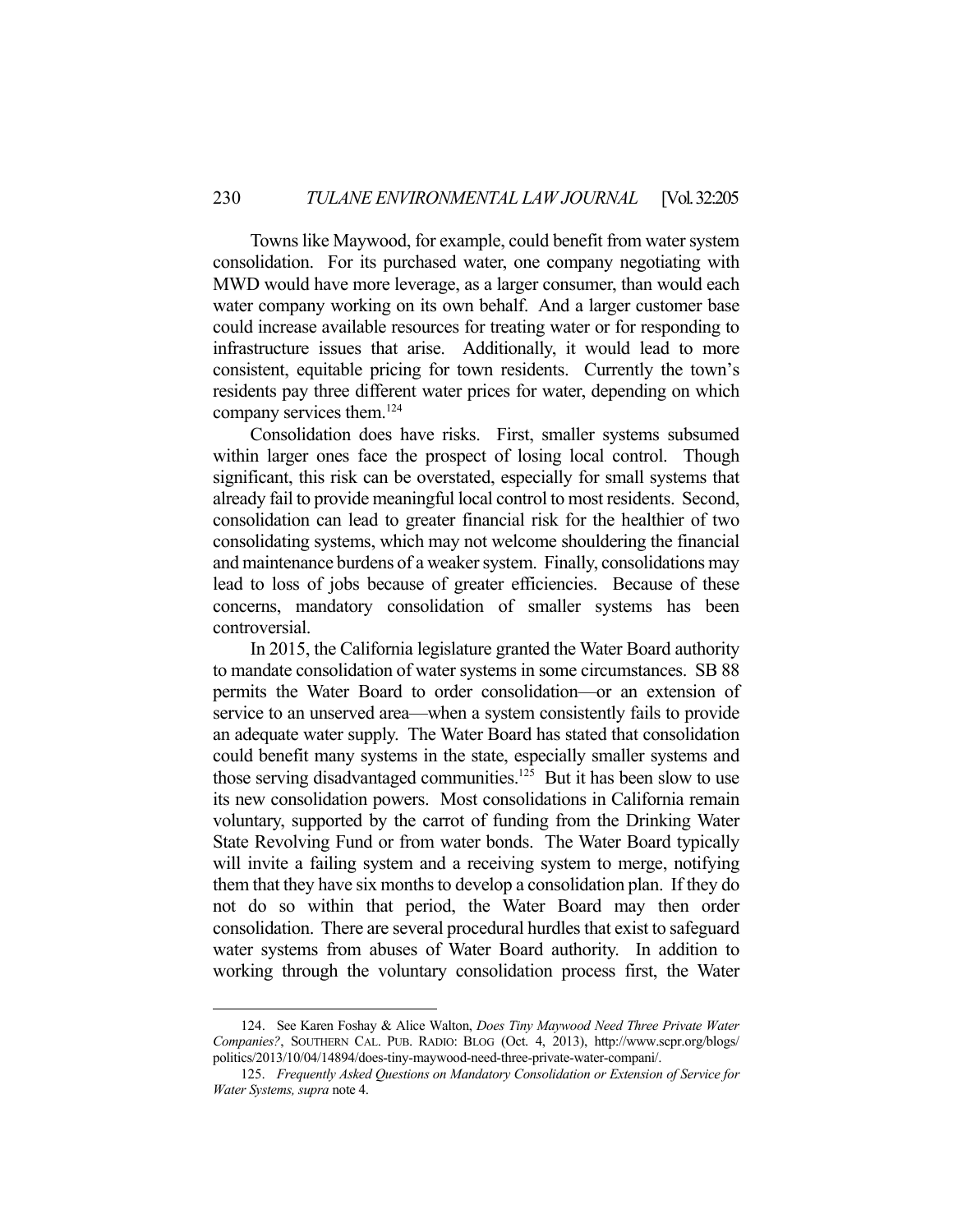Towns like Maywood, for example, could benefit from water system consolidation. For its purchased water, one company negotiating with MWD would have more leverage, as a larger consumer, than would each water company working on its own behalf. And a larger customer base could increase available resources for treating water or for responding to infrastructure issues that arise. Additionally, it would lead to more consistent, equitable pricing for town residents. Currently the town's residents pay three different water prices for water, depending on which company services them.[124]

Consolidation does have risks. First, smaller systems subsumed within larger ones face the prospect of losing local control. Though significant, this risk can be overstated, especially for small systems that already fail to provide meaningful local control to most residents. Second, consolidation can lead to greater financial risk for the healthier of two consolidating systems, which may not welcome shouldering the financial and maintenance burdens of a weaker system. Finally, consolidations may lead to loss of jobs because of greater efficiencies. Because of these concerns, mandatory consolidation of smaller systems has been controversial.

In 2015, the California legislature granted the Water Board authority to mandate consolidation of water systems in some circumstances. SB 88 permits the Water Board to order consolidation—or an extension of service to an unserved area—when a system consistently fails to provide an adequate water supply. The Water Board has stated that consolidation could benefit many systems in the state, especially smaller systems and those serving disadvantaged communities.[125] But it has been slow to use its new consolidation powers. Most consolidations in California remain voluntary, supported by the carrot of funding from the Drinking Water State Revolving Fund or from water bonds. The Water Board typically will invite a failing system and a receiving system to merge, notifying them that they have six months to develop a consolidation plan. If they do not do so within that period, the Water Board may then order consolidation. There are several procedural hurdles that exist to safeguard water systems from abuses of Water Board authority. In addition to working through the voluntary consolidation process first, the Water

---

124. See Karen Foshay & Alice Walton, *Does Tiny Maywood Need Three Private Water Companies?*, SOUTHERN CAL. PUB. RADIO: BLOG (Oct. 4, 2013), http://www.scpr.org/blogs/politics/2013/10/04/14894/does-tiny-maywood-need-three-private-water-compani/.

125. *Frequently Asked Questions on Mandatory Consolidation or Extension of Service for Water Systems, supra* note 4.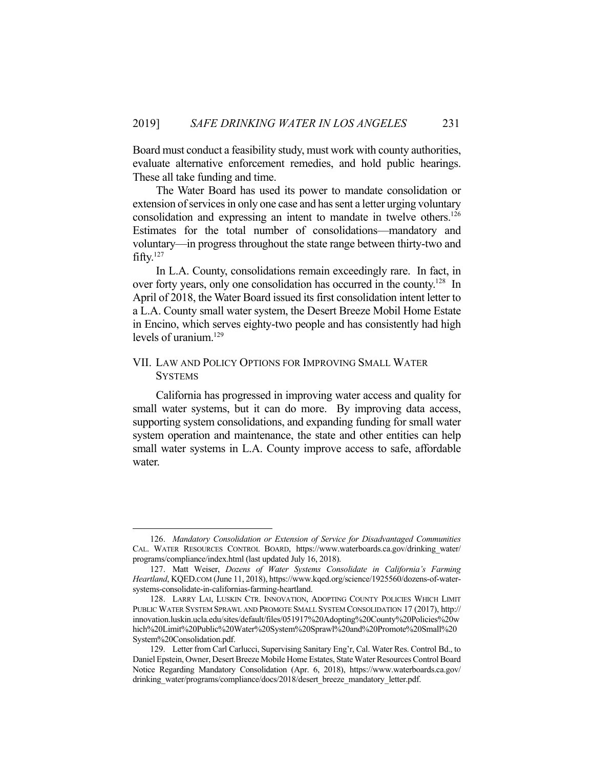Board must conduct a feasibility study, must work with county authorities, evaluate alternative enforcement remedies, and hold public hearings. These all take funding and time.

The Water Board has used its power to mandate consolidation or extension of services in only one case and has sent a letter urging voluntary consolidation and expressing an intent to mandate in twelve others.[126] Estimates for the total number of consolidations—mandatory and voluntary—in progress throughout the state range between thirty-two and fifty.[127]

In L.A. County, consolidations remain exceedingly rare. In fact, in over forty years, only one consolidation has occurred in the county.[128] In April of 2018, the Water Board issued its first consolidation intent letter to a L.A. County small water system, the Desert Breeze Mobil Home Estate in Encino, which serves eighty-two people and has consistently had high levels of uranium.[129]

## VII. LAW AND POLICY OPTIONS FOR IMPROVING SMALL WATER SYSTEMS

California has progressed in improving water access and quality for small water systems, but it can do more. By improving data access, supporting system consolidations, and expanding funding for small water system operation and maintenance, the state and other entities can help small water systems in L.A. County improve access to safe, affordable water.

---

126. *Mandatory Consolidation or Extension of Service for Disadvantaged Communities* CAL. WATER RESOURCES CONTROL BOARD, https://www.waterboards.ca.gov/drinking_water/programs/compliance/index.html (last updated July 16, 2018).

127. Matt Weiser, *Dozens of Water Systems Consolidate in California's Farming Heartland*, KQED.COM (June 11, 2018), https://www.kqed.org/science/1925560/dozens-of-water-systems-consolidate-in-californias-farming-heartland.

128. LARRY LAI, LUSKIN CTR. INNOVATION, ADOPTING COUNTY POLICIES WHICH LIMIT PUBLIC WATER SYSTEM SPRAWL AND PROMOTE SMALL SYSTEM CONSOLIDATION 17 (2017), http://innovation.luskin.ucla.edu/sites/default/files/051917%20Adopting%20County%20Policies%20which%20Limit%20Public%20Water%20System%20Sprawl%20and%20Promote%20Small%20System%20Consolidation.pdf.

129. Letter from Carl Carlucci, Supervising Sanitary Eng'r, Cal. Water Res. Control Bd., to Daniel Epstein, Owner, Desert Breeze Mobile Home Estates, State Water Resources Control Board Notice Regarding Mandatory Consolidation (Apr. 6, 2018), https://www.waterboards.ca.gov/drinking_water/programs/compliance/docs/2018/desert_breeze_mandatory_letter.pdf.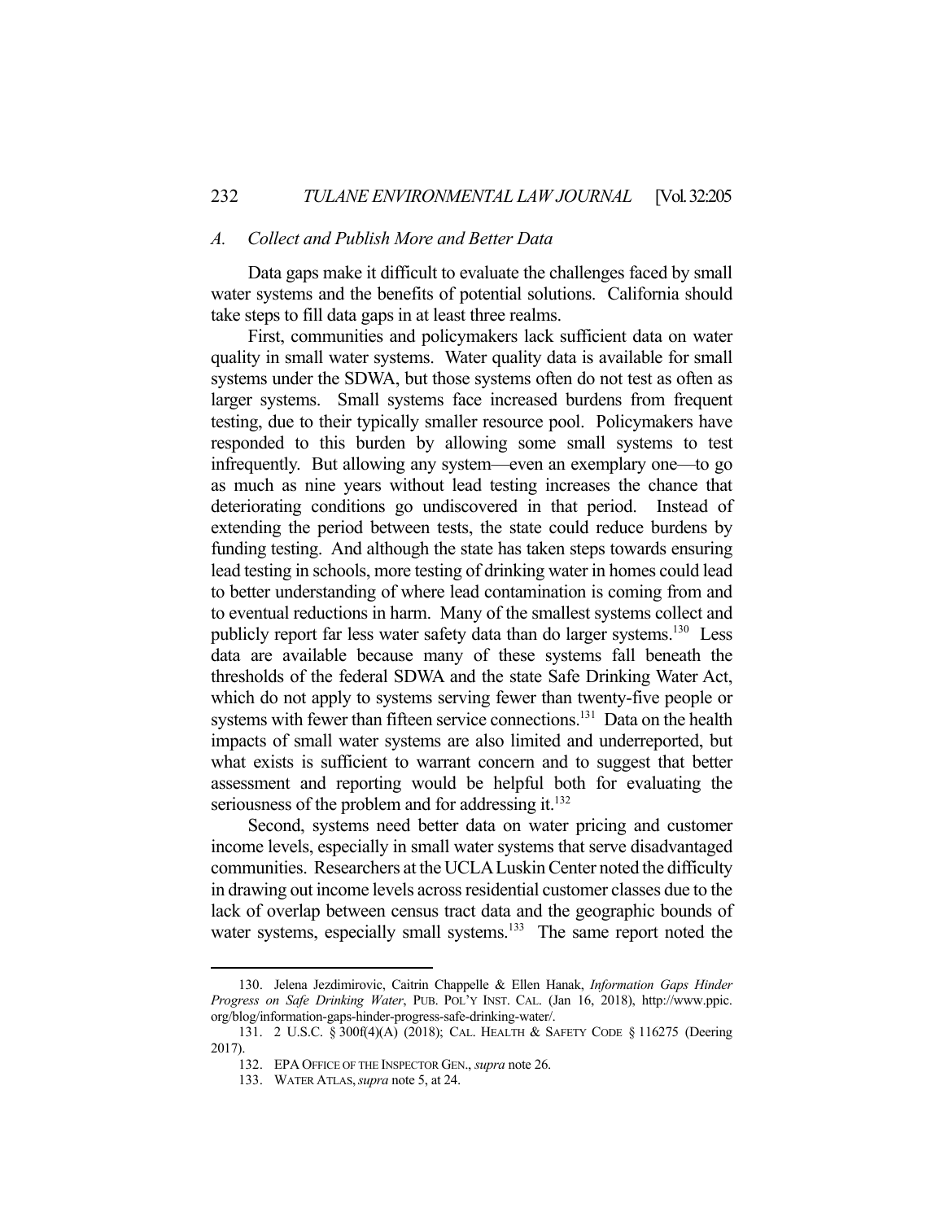### *A. Collect and Publish More and Better Data*

Data gaps make it difficult to evaluate the challenges faced by small water systems and the benefits of potential solutions. California should take steps to fill data gaps in at least three realms.

First, communities and policymakers lack sufficient data on water quality in small water systems. Water quality data is available for small systems under the SDWA, but those systems often do not test as often as larger systems. Small systems face increased burdens from frequent testing, due to their typically smaller resource pool. Policymakers have responded to this burden by allowing some small systems to test infrequently. But allowing any system—even an exemplary one—to go as much as nine years without lead testing increases the chance that deteriorating conditions go undiscovered in that period. Instead of extending the period between tests, the state could reduce burdens by funding testing. And although the state has taken steps towards ensuring lead testing in schools, more testing of drinking water in homes could lead to better understanding of where lead contamination is coming from and to eventual reductions in harm. Many of the smallest systems collect and publicly report far less water safety data than do larger systems.[130] Less data are available because many of these systems fall beneath the thresholds of the federal SDWA and the state Safe Drinking Water Act, which do not apply to systems serving fewer than twenty-five people or systems with fewer than fifteen service connections.[131] Data on the health impacts of small water systems are also limited and underreported, but what exists is sufficient to warrant concern and to suggest that better assessment and reporting would be helpful both for evaluating the seriousness of the problem and for addressing it.[132]

Second, systems need better data on water pricing and customer income levels, especially in small water systems that serve disadvantaged communities. Researchers at the UCLA Luskin Center noted the difficulty in drawing out income levels across residential customer classes due to the lack of overlap between census tract data and the geographic bounds of water systems, especially small systems.[133] The same report noted the

---

130. Jelena Jezdimirovic, Caitrin Chappelle & Ellen Hanak, *Information Gaps Hinder Progress on Safe Drinking Water*, PUB. POL'Y INST. CAL. (Jan 16, 2018), http://www.ppic.org/blog/information-gaps-hinder-progress-safe-drinking-water/.

131. 2 U.S.C. § 300f(4)(A) (2018); CAL. HEALTH & SAFETY CODE § 116275 (Deering 2017).

132. EPA OFFICE OF THE INSPECTOR GEN., *supra* note 26.

133. WATER ATLAS, *supra* note 5, at 24.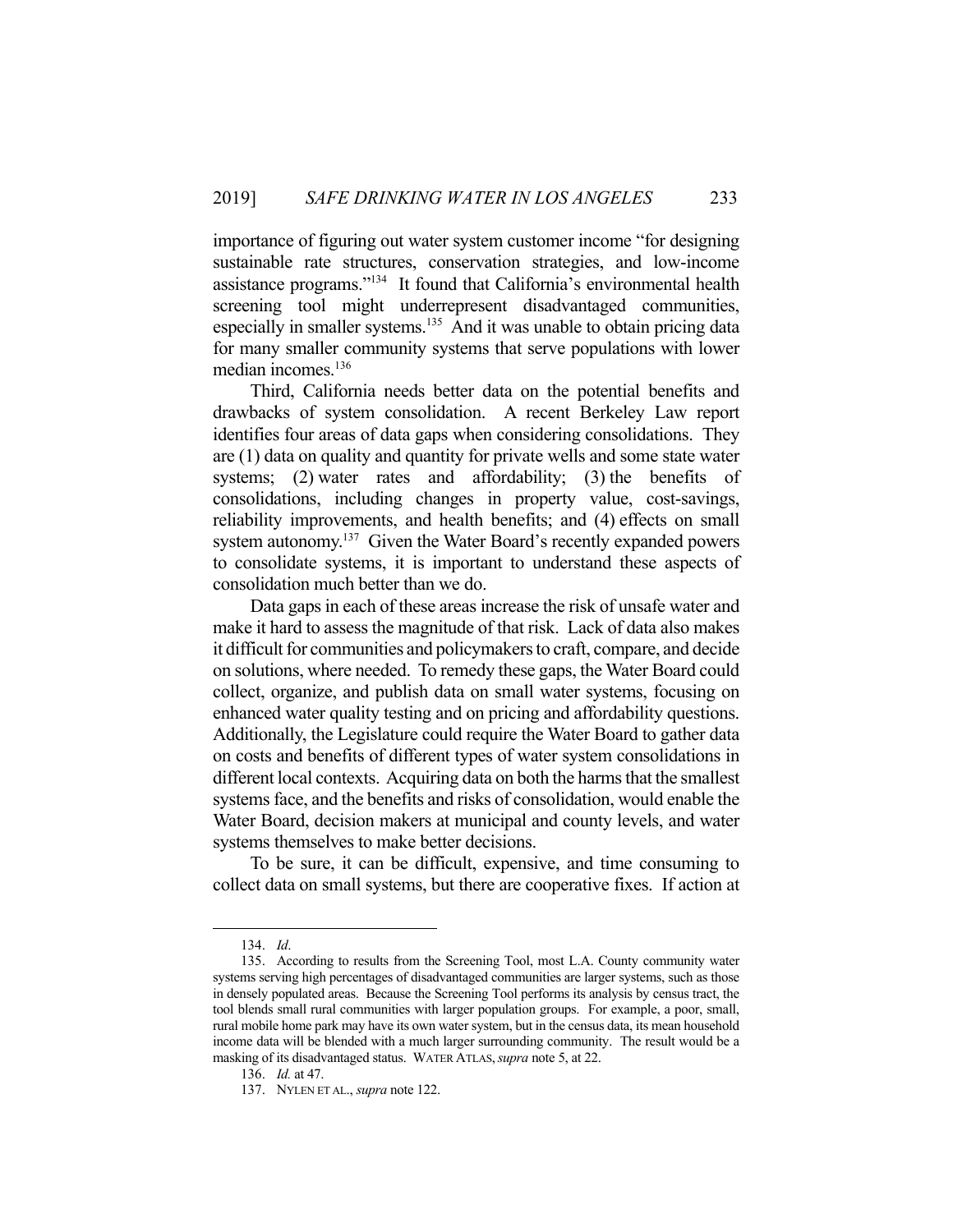importance of figuring out water system customer income "for designing sustainable rate structures, conservation strategies, and low-income assistance programs."[134] It found that California's environmental health screening tool might underrepresent disadvantaged communities, especially in smaller systems.[135] And it was unable to obtain pricing data for many smaller community systems that serve populations with lower median incomes.[136]

Third, California needs better data on the potential benefits and drawbacks of system consolidation. A recent Berkeley Law report identifies four areas of data gaps when considering consolidations. They are (1) data on quality and quantity for private wells and some state water systems; (2) water rates and affordability; (3) the benefits of consolidations, including changes in property value, cost-savings, reliability improvements, and health benefits; and (4) effects on small system autonomy.[137] Given the Water Board's recently expanded powers to consolidate systems, it is important to understand these aspects of consolidation much better than we do.

Data gaps in each of these areas increase the risk of unsafe water and make it hard to assess the magnitude of that risk. Lack of data also makes it difficult for communities and policymakers to craft, compare, and decide on solutions, where needed. To remedy these gaps, the Water Board could collect, organize, and publish data on small water systems, focusing on enhanced water quality testing and on pricing and affordability questions. Additionally, the Legislature could require the Water Board to gather data on costs and benefits of different types of water system consolidations in different local contexts. Acquiring data on both the harms that the smallest systems face, and the benefits and risks of consolidation, would enable the Water Board, decision makers at municipal and county levels, and water systems themselves to make better decisions.

To be sure, it can be difficult, expensive, and time consuming to collect data on small systems, but there are cooperative fixes. If action at

134. *Id*.

135. According to results from the Screening Tool, most L.A. County community water systems serving high percentages of disadvantaged communities are larger systems, such as those in densely populated areas. Because the Screening Tool performs its analysis by census tract, the tool blends small rural communities with larger population groups. For example, a poor, small, rural mobile home park may have its own water system, but in the census data, its mean household income data will be blended with a much larger surrounding community. The result would be a masking of its disadvantaged status. WATER ATLAS, *supra* note 5, at 22.

136. *Id.* at 47.

137. NYLEN ET AL., *supra* note 122.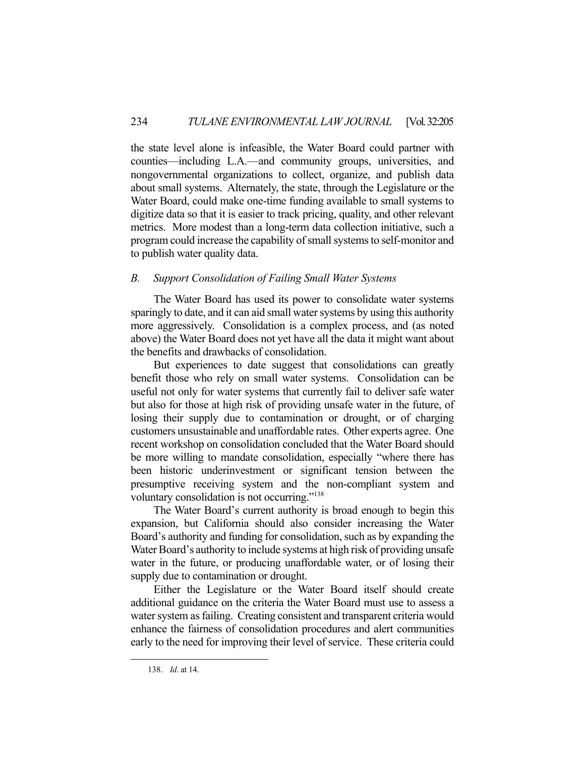the state level alone is infeasible, the Water Board could partner with counties—including L.A.—and community groups, universities, and nongovernmental organizations to collect, organize, and publish data about small systems. Alternately, the state, through the Legislature or the Water Board, could make one-time funding available to small systems to digitize data so that it is easier to track pricing, quality, and other relevant metrics. More modest than a long-term data collection initiative, such a program could increase the capability of small systems to self-monitor and to publish water quality data.

### *B. Support Consolidation of Failing Small Water Systems*

The Water Board has used its power to consolidate water systems sparingly to date, and it can aid small water systems by using this authority more aggressively. Consolidation is a complex process, and (as noted above) the Water Board does not yet have all the data it might want about the benefits and drawbacks of consolidation.

But experiences to date suggest that consolidations can greatly benefit those who rely on small water systems. Consolidation can be useful not only for water systems that currently fail to deliver safe water but also for those at high risk of providing unsafe water in the future, of losing their supply due to contamination or drought, or of charging customers unsustainable and unaffordable rates. Other experts agree. One recent workshop on consolidation concluded that the Water Board should be more willing to mandate consolidation, especially "where there has been historic underinvestment or significant tension between the presumptive receiving system and the non-compliant system and voluntary consolidation is not occurring."[138]

The Water Board's current authority is broad enough to begin this expansion, but California should also consider increasing the Water Board's authority and funding for consolidation, such as by expanding the Water Board's authority to include systems at high risk of providing unsafe water in the future, or producing unaffordable water, or of losing their supply due to contamination or drought.

Either the Legislature or the Water Board itself should create additional guidance on the criteria the Water Board must use to assess a water system as failing. Creating consistent and transparent criteria would enhance the fairness of consolidation procedures and alert communities early to the need for improving their level of service. These criteria could

---

138. *Id*. at 14.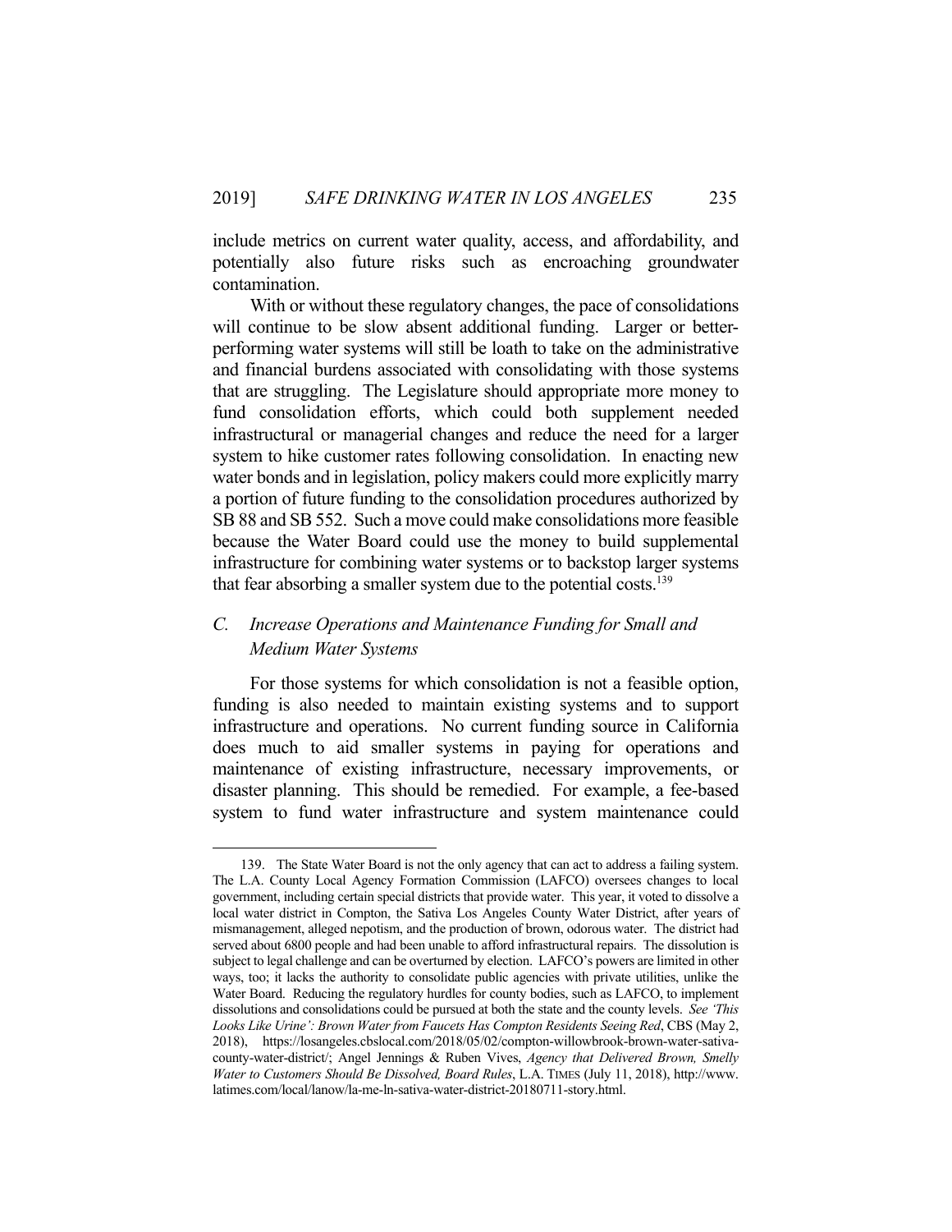include metrics on current water quality, access, and affordability, and potentially also future risks such as encroaching groundwater contamination.

With or without these regulatory changes, the pace of consolidations will continue to be slow absent additional funding. Larger or better-performing water systems will still be loath to take on the administrative and financial burdens associated with consolidating with those systems that are struggling. The Legislature should appropriate more money to fund consolidation efforts, which could both supplement needed infrastructural or managerial changes and reduce the need for a larger system to hike customer rates following consolidation. In enacting new water bonds and in legislation, policy makers could more explicitly marry a portion of future funding to the consolidation procedures authorized by SB 88 and SB 552. Such a move could make consolidations more feasible because the Water Board could use the money to build supplemental infrastructure for combining water systems or to backstop larger systems that fear absorbing a smaller system due to the potential costs.[139]

### *C. Increase Operations and Maintenance Funding for Small and Medium Water Systems*

For those systems for which consolidation is not a feasible option, funding is also needed to maintain existing systems and to support infrastructure and operations. No current funding source in California does much to aid smaller systems in paying for operations and maintenance of existing infrastructure, necessary improvements, or disaster planning. This should be remedied. For example, a fee-based system to fund water infrastructure and system maintenance could

---

139. The State Water Board is not the only agency that can act to address a failing system. The L.A. County Local Agency Formation Commission (LAFCO) oversees changes to local government, including certain special districts that provide water. This year, it voted to dissolve a local water district in Compton, the Sativa Los Angeles County Water District, after years of mismanagement, alleged nepotism, and the production of brown, odorous water. The district had served about 6800 people and had been unable to afford infrastructural repairs. The dissolution is subject to legal challenge and can be overturned by election. LAFCO's powers are limited in other ways, too; it lacks the authority to consolidate public agencies with private utilities, unlike the Water Board. Reducing the regulatory hurdles for county bodies, such as LAFCO, to implement dissolutions and consolidations could be pursued at both the state and the county levels. *See 'This Looks Like Urine': Brown Water from Faucets Has Compton Residents Seeing Red*, CBS (May 2, 2018), https://losangeles.cbslocal.com/2018/05/02/compton-willowbrook-brown-water-sativa-county-water-district/; Angel Jennings & Ruben Vives, *Agency that Delivered Brown, Smelly Water to Customers Should Be Dissolved, Board Rules*, L.A. TIMES (July 11, 2018), http://www.latimes.com/local/lanow/la-me-ln-sativa-water-district-20180711-story.html.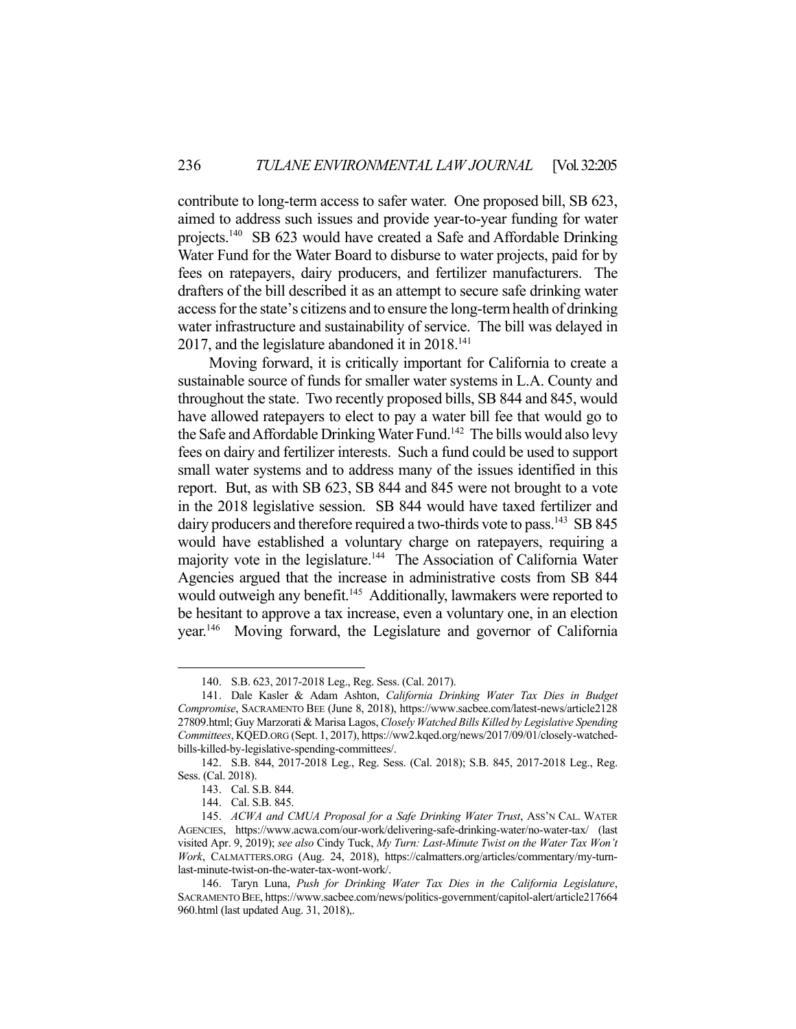contribute to long-term access to safer water. One proposed bill, SB 623, aimed to address such issues and provide year-to-year funding for water projects.[140] SB 623 would have created a Safe and Affordable Drinking Water Fund for the Water Board to disburse to water projects, paid for by fees on ratepayers, dairy producers, and fertilizer manufacturers. The drafters of the bill described it as an attempt to secure safe drinking water access for the state's citizens and to ensure the long-term health of drinking water infrastructure and sustainability of service. The bill was delayed in 2017, and the legislature abandoned it in 2018.[141]

Moving forward, it is critically important for California to create a sustainable source of funds for smaller water systems in L.A. County and throughout the state. Two recently proposed bills, SB 844 and 845, would have allowed ratepayers to elect to pay a water bill fee that would go to the Safe and Affordable Drinking Water Fund.[142] The bills would also levy fees on dairy and fertilizer interests. Such a fund could be used to support small water systems and to address many of the issues identified in this report. But, as with SB 623, SB 844 and 845 were not brought to a vote in the 2018 legislative session. SB 844 would have taxed fertilizer and dairy producers and therefore required a two-thirds vote to pass.[143] SB 845 would have established a voluntary charge on ratepayers, requiring a majority vote in the legislature.[144] The Association of California Water Agencies argued that the increase in administrative costs from SB 844 would outweigh any benefit.[145] Additionally, lawmakers were reported to be hesitant to approve a tax increase, even a voluntary one, in an election year.[146] Moving forward, the Legislature and governor of California

---

140. S.B. 623, 2017-2018 Leg., Reg. Sess. (Cal. 2017).

141. Dale Kasler & Adam Ashton, *California Drinking Water Tax Dies in Budget Compromise*, SACRAMENTO BEE (June 8, 2018), https://www.sacbee.com/latest-news/article212827809.html; Guy Marzorati & Marisa Lagos, *Closely Watched Bills Killed by Legislative Spending Committees*, KQED.ORG (Sept. 1, 2017), https://ww2.kqed.org/news/2017/09/01/closely-watched-bills-killed-by-legislative-spending-committees/.

142. S.B. 844, 2017-2018 Leg., Reg. Sess. (Cal. 2018); S.B. 845, 2017-2018 Leg., Reg. Sess. (Cal. 2018).

143. Cal. S.B. 844.

144. Cal. S.B. 845.

145. *ACWA and CMUA Proposal for a Safe Drinking Water Trust*, ASS'N CAL. WATER AGENCIES, https://www.acwa.com/our-work/delivering-safe-drinking-water/no-water-tax/ (last visited Apr. 9, 2019); *see also* Cindy Tuck, *My Turn: Last-Minute Twist on the Water Tax Won't Work*, CALMATTERS.ORG (Aug. 24, 2018), https://calmatters.org/articles/commentary/my-turn-last-minute-twist-on-the-water-tax-wont-work/.

146. Taryn Luna, *Push for Drinking Water Tax Dies in the California Legislature*, SACRAMENTO BEE, https://www.sacbee.com/news/politics-government/capitol-alert/article217664960.html (last updated Aug. 31, 2018),.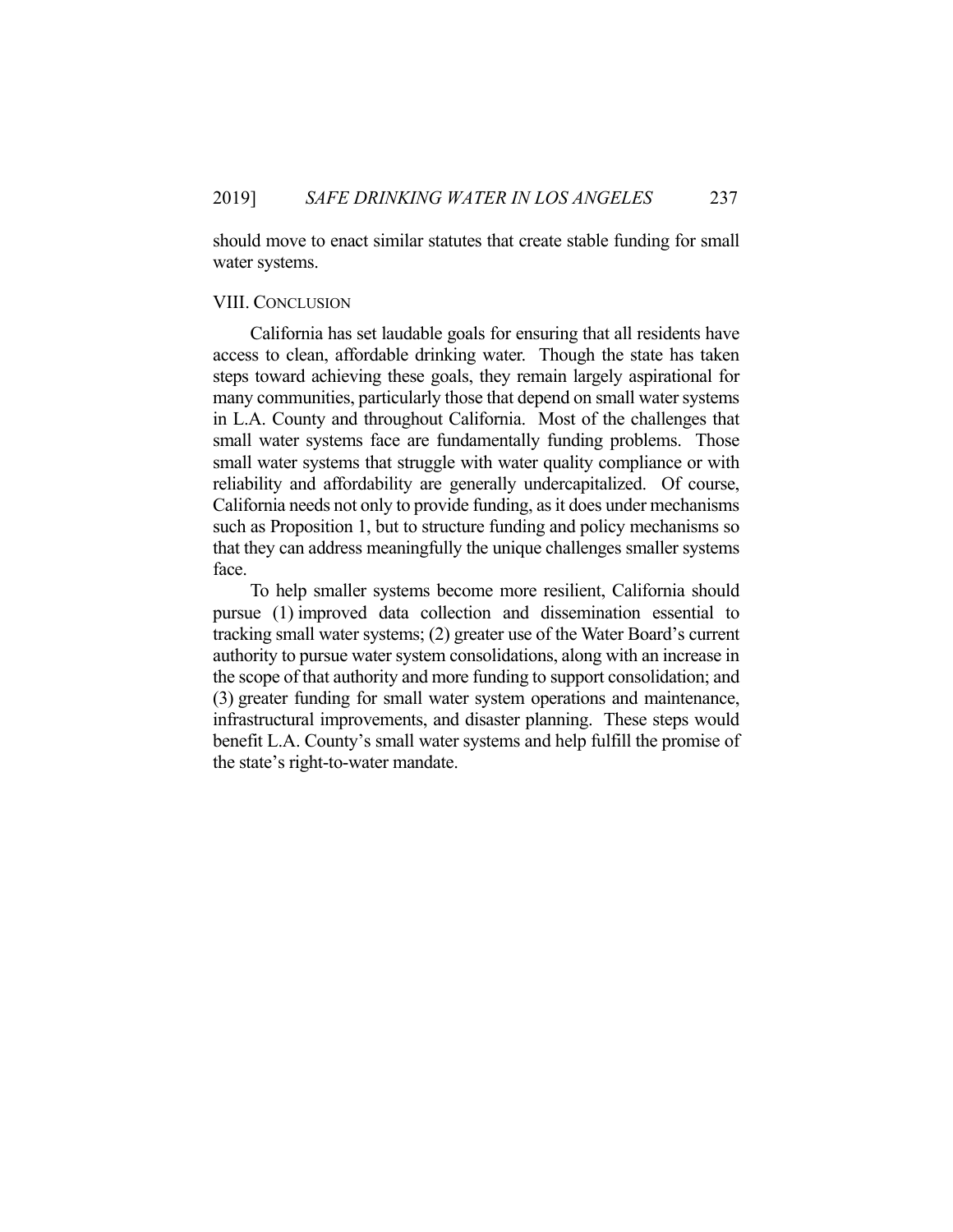should move to enact similar statutes that create stable funding for small water systems.

## VIII. CONCLUSION

California has set laudable goals for ensuring that all residents have access to clean, affordable drinking water. Though the state has taken steps toward achieving these goals, they remain largely aspirational for many communities, particularly those that depend on small water systems in L.A. County and throughout California. Most of the challenges that small water systems face are fundamentally funding problems. Those small water systems that struggle with water quality compliance or with reliability and affordability are generally undercapitalized. Of course, California needs not only to provide funding, as it does under mechanisms such as Proposition 1, but to structure funding and policy mechanisms so that they can address meaningfully the unique challenges smaller systems face.

To help smaller systems become more resilient, California should pursue (1) improved data collection and dissemination essential to tracking small water systems; (2) greater use of the Water Board's current authority to pursue water system consolidations, along with an increase in the scope of that authority and more funding to support consolidation; and (3) greater funding for small water system operations and maintenance, infrastructural improvements, and disaster planning. These steps would benefit L.A. County's small water systems and help fulfill the promise of the state's right-to-water mandate.